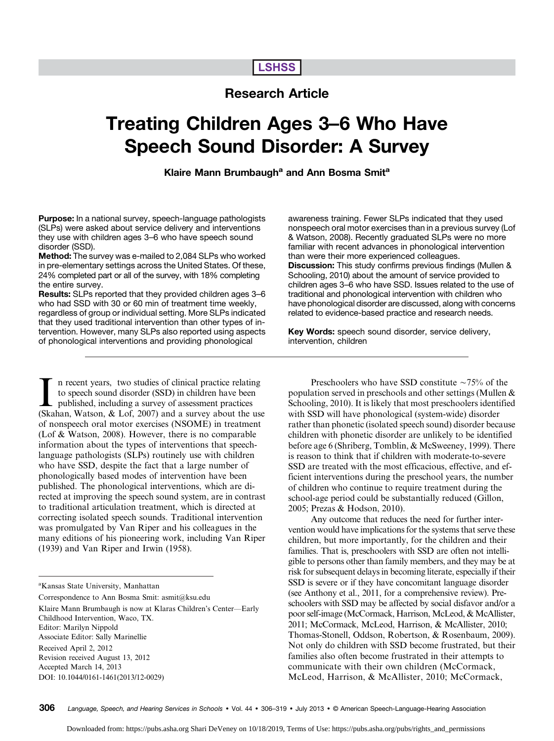LSHSS

## Research Article

# Treating Children Ages 3–6 Who Have Speech Sound Disorder: A Survey

**Klaire Mann Brumbaugh[a] and Ann Bosma Smit[a]**

**Purpose:** In a national survey, speech-language pathologists (SLPs) were asked about service delivery and interventions they use with children ages 3–6 who have speech sound disorder (SSD).

**Method:** The survey was e-mailed to 2,084 SLPs who worked in pre-elementary settings across the United States. Of these, 24% completed part or all of the survey, with 18% completing the entire survey.

**Results:** SLPs reported that they provided children ages 3–6 who had SSD with 30 or 60 min of treatment time weekly, regardless of group or individual setting. More SLPs indicated that they used traditional intervention than other types of intervention. However, many SLPs also reported using aspects of phonological interventions and providing phonological awareness training. Fewer SLPs indicated that they used nonspeech oral motor exercises than in a previous survey (Lof & Watson, 2008). Recently graduated SLPs were no more familiar with recent advances in phonological intervention than were their more experienced colleagues.

**Discussion:** This study confirms previous findings (Mullen & Schooling, 2010) about the amount of service provided to children ages 3–6 who have SSD. Issues related to the use of traditional and phonological intervention with children who have phonological disorder are discussed, along with concerns related to evidence-based practice and research needs.

**Key Words:** speech sound disorder, service delivery, intervention, children

In recent years, two studies of clinical practice relating to speech sound disorder (SSD) in children have been published, including a survey of assessment practices (Skahan, Watson, & Lof, 2007) and a survey about the use of nonspeech oral motor exercises (NSOME) in treatment (Lof & Watson, 2008). However, there is no comparable information about the types of interventions that speech-language pathologists (SLPs) routinely use with children who have SSD, despite the fact that a large number of phonologically based modes of intervention have been published. The phonological interventions, which are directed at improving the speech sound system, are in contrast to traditional articulation treatment, which is directed at correcting isolated speech sounds. Traditional intervention was promulgated by Van Riper and his colleagues in the many editions of his pioneering work, including Van Riper (1939) and Van Riper and Irwin (1958).

Preschoolers who have SSD constitute ~75% of the population served in preschools and other settings (Mullen & Schooling, 2010). It is likely that most preschoolers identified with SSD will have phonological (system-wide) disorder rather than phonetic (isolated speech sound) disorder because children with phonetic disorder are unlikely to be identified before age 6 (Shriberg, Tomblin, & McSweeney, 1999). There is reason to think that if children with moderate-to-severe SSD are treated with the most efficacious, effective, and efficient interventions during the preschool years, the number of children who continue to require treatment during the school-age period could be substantially reduced (Gillon, 2005; Prezas & Hodson, 2010).

Any outcome that reduces the need for further intervention would have implications for the systems that serve these children, but more importantly, for the children and their families. That is, preschoolers with SSD are often not intelligible to persons other than family members, and they may be at risk for subsequent delays in becoming literate, especially if their SSD is severe or if they have concomitant language disorder (see Anthony et al., 2011, for a comprehensive review). Preschoolers with SSD may be affected by social disfavor and/or a poor self-image (McCormack, Harrison, McLeod, & McAllister, 2011; McCormack, McLeod, Harrison, & McAllister, 2010; Thomas-Stonell, Oddson, Robertson, & Rosenbaum, 2009). Not only do children with SSD become frustrated, but their families also often become frustrated in their attempts to communicate with their own children (McCormack, McLeod, Harrison, & McAllister, 2010; McCormack,

[a]Kansas State University, Manhattan

Correspondence to Ann Bosma Smit: asmit@ksu.edu

Klaire Mann Brumbaugh is now at Klaras Children's Center—Early Childhood Intervention, Waco, TX.

Editor: Marilyn Nippold

Associate Editor: Sally Marinellie

Received April 2, 2012

Revision received August 13, 2012

Accepted March 14, 2013

DOI: 10.1044/0161-1461(2013/12-0029)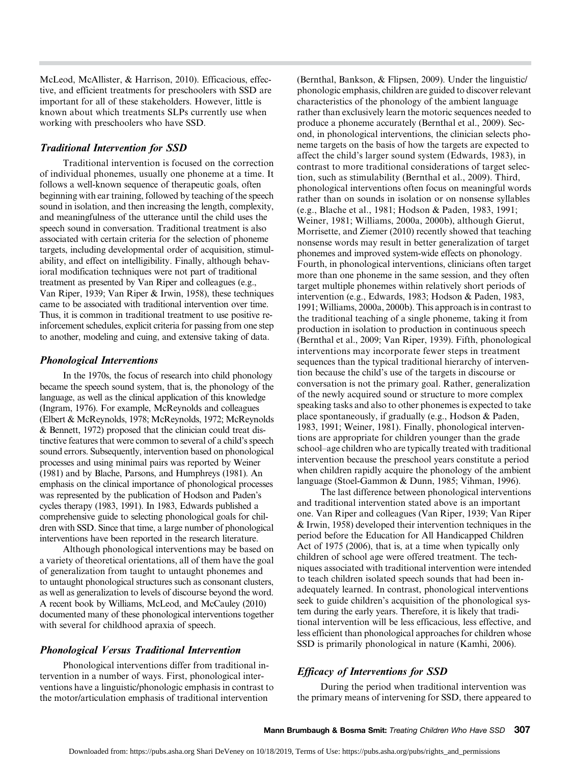McLeod, McAllister, & Harrison, 2010). Efficacious, effective, and efficient treatments for preschoolers with SSD are important for all of these stakeholders. However, little is known about which treatments SLPs currently use when working with preschoolers who have SSD.

### *Traditional Intervention for SSD*

Traditional intervention is focused on the correction of individual phonemes, usually one phoneme at a time. It follows a well-known sequence of therapeutic goals, often beginning with ear training, followed by teaching of the speech sound in isolation, and then increasing the length, complexity, and meaningfulness of the utterance until the child uses the speech sound in conversation. Traditional treatment is also associated with certain criteria for the selection of phoneme targets, including developmental order of acquisition, stimulability, and effect on intelligibility. Finally, although behavioral modification techniques were not part of traditional treatment as presented by Van Riper and colleagues (e.g., Van Riper, 1939; Van Riper & Irwin, 1958), these techniques came to be associated with traditional intervention over time. Thus, it is common in traditional treatment to use positive reinforcement schedules, explicit criteria for passing from one step to another, modeling and cuing, and extensive taking of data.

### *Phonological Interventions*

In the 1970s, the focus of research into child phonology became the speech sound system, that is, the phonology of the language, as well as the clinical application of this knowledge (Ingram, 1976). For example, McReynolds and colleagues (Elbert & McReynolds, 1978; McReynolds, 1972; McReynolds & Bennett, 1972) proposed that the clinician could treat distinctive features that were common to several of a child's speech sound errors. Subsequently, intervention based on phonological processes and using minimal pairs was reported by Weiner (1981) and by Blache, Parsons, and Humphreys (1981). An emphasis on the clinical importance of phonological processes was represented by the publication of Hodson and Paden's cycles therapy (1983, 1991). In 1983, Edwards published a comprehensive guide to selecting phonological goals for children with SSD. Since that time, a large number of phonological interventions have been reported in the research literature.

Although phonological interventions may be based on a variety of theoretical orientations, all of them have the goal of generalization from taught to untaught phonemes and to untaught phonological structures such as consonant clusters, as well as generalization to levels of discourse beyond the word. A recent book by Williams, McLeod, and McCauley (2010) documented many of these phonological interventions together with several for childhood apraxia of speech.

### *Phonological Versus Traditional Intervention*

Phonological interventions differ from traditional intervention in a number of ways. First, phonological interventions have a linguistic/phonologic emphasis in contrast to the motor/articulation emphasis of traditional intervention (Bernthal, Bankson, & Flipsen, 2009). Under the linguistic/phonologic emphasis, children are guided to discover relevant characteristics of the phonology of the ambient language rather than exclusively learn the motoric sequences needed to produce a phoneme accurately (Bernthal et al., 2009). Second, in phonological interventions, the clinician selects phoneme targets on the basis of how the targets are expected to affect the child's larger sound system (Edwards, 1983), in contrast to more traditional considerations of target selection, such as stimulability (Bernthal et al., 2009). Third, phonological interventions often focus on meaningful words rather than on sounds in isolation or on nonsense syllables (e.g., Blache et al., 1981; Hodson & Paden, 1983, 1991; Weiner, 1981; Williams, 2000a, 2000b), although Gierut, Morrisette, and Ziemer (2010) recently showed that teaching nonsense words may result in better generalization of target phonemes and improved system-wide effects on phonology. Fourth, in phonological interventions, clinicians often target more than one phoneme in the same session, and they often target multiple phonemes within relatively short periods of intervention (e.g., Edwards, 1983; Hodson & Paden, 1983, 1991; Williams, 2000a, 2000b). This approach is in contrast to the traditional teaching of a single phoneme, taking it from production in isolation to production in continuous speech (Bernthal et al., 2009; Van Riper, 1939). Fifth, phonological interventions may incorporate fewer steps in treatment sequences than the typical traditional hierarchy of intervention because the child's use of the targets in discourse or conversation is not the primary goal. Rather, generalization of the newly acquired sound or structure to more complex speaking tasks and also to other phonemes is expected to take place spontaneously, if gradually (e.g., Hodson & Paden, 1983, 1991; Weiner, 1981). Finally, phonological interventions are appropriate for children younger than the grade school–age children who are typically treated with traditional intervention because the preschool years constitute a period when children rapidly acquire the phonology of the ambient language (Stoel-Gammon & Dunn, 1985; Vihman, 1996).

The last difference between phonological interventions and traditional intervention stated above is an important one. Van Riper and colleagues (Van Riper, 1939; Van Riper & Irwin, 1958) developed their intervention techniques in the period before the Education for All Handicapped Children Act of 1975 (2006), that is, at a time when typically only children of school age were offered treatment. The techniques associated with traditional intervention were intended to teach children isolated speech sounds that had been inadequately learned. In contrast, phonological interventions seek to guide children's acquisition of the phonological system during the early years. Therefore, it is likely that traditional intervention will be less efficacious, less effective, and less efficient than phonological approaches for children whose SSD is primarily phonological in nature (Kamhi, 2006).

### *Efficacy of Interventions for SSD*

During the period when traditional intervention was the primary means of intervening for SSD, there appeared to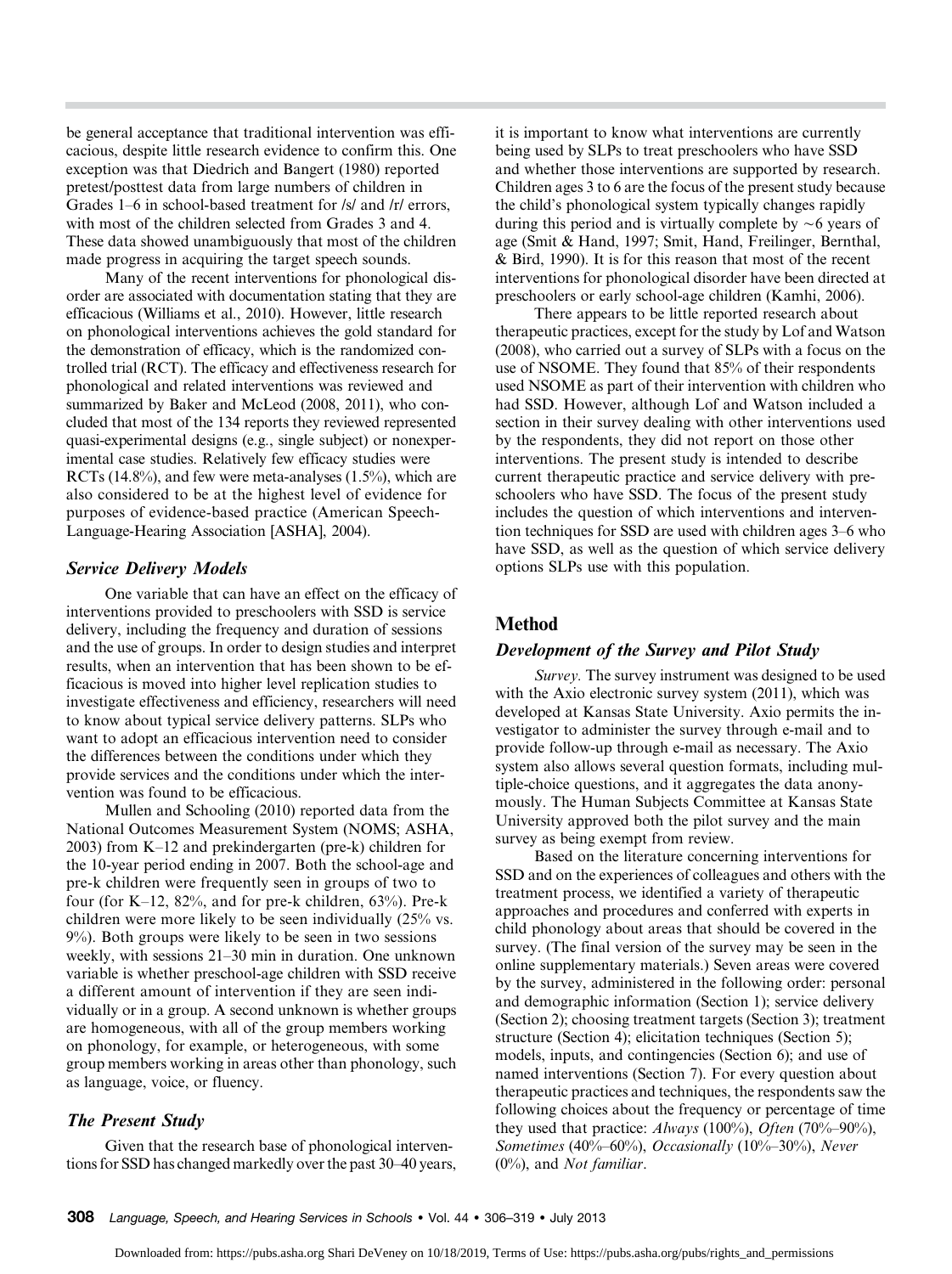be general acceptance that traditional intervention was efficacious, despite little research evidence to confirm this. One exception was that Diedrich and Bangert (1980) reported pretest/posttest data from large numbers of children in Grades 1–6 in school-based treatment for /s/ and /r/ errors, with most of the children selected from Grades 3 and 4. These data showed unambiguously that most of the children made progress in acquiring the target speech sounds.

Many of the recent interventions for phonological disorder are associated with documentation stating that they are efficacious (Williams et al., 2010). However, little research on phonological interventions achieves the gold standard for the demonstration of efficacy, which is the randomized controlled trial (RCT). The efficacy and effectiveness research for phonological and related interventions was reviewed and summarized by Baker and McLeod (2008, 2011), who concluded that most of the 134 reports they reviewed represented quasi-experimental designs (e.g., single subject) or nonexperimental case studies. Relatively few efficacy studies were RCTs (14.8%), and few were meta-analyses (1.5%), which are also considered to be at the highest level of evidence for purposes of evidence-based practice (American Speech-Language-Hearing Association [ASHA], 2004).

### *Service Delivery Models*

One variable that can have an effect on the efficacy of interventions provided to preschoolers with SSD is service delivery, including the frequency and duration of sessions and the use of groups. In order to design studies and interpret results, when an intervention that has been shown to be efficacious is moved into higher level replication studies to investigate effectiveness and efficiency, researchers will need to know about typical service delivery patterns. SLPs who want to adopt an efficacious intervention need to consider the differences between the conditions under which they provide services and the conditions under which the intervention was found to be efficacious.

Mullen and Schooling (2010) reported data from the National Outcomes Measurement System (NOMS; ASHA, 2003) from K–12 and prekindergarten (pre-k) children for the 10-year period ending in 2007. Both the school-age and pre-k children were frequently seen in groups of two to four (for K–12, 82%, and for pre-k children, 63%). Pre-k children were more likely to be seen individually (25% vs. 9%). Both groups were likely to be seen in two sessions weekly, with sessions 21–30 min in duration. One unknown variable is whether preschool-age children with SSD receive a different amount of intervention if they are seen individually or in a group. A second unknown is whether groups are homogeneous, with all of the group members working on phonology, for example, or heterogeneous, with some group members working in areas other than phonology, such as language, voice, or fluency.

### *The Present Study*

Given that the research base of phonological interventions for SSD has changed markedly over the past 30–40 years, it is important to know what interventions are currently being used by SLPs to treat preschoolers who have SSD and whether those interventions are supported by research. Children ages 3 to 6 are the focus of the present study because the child's phonological system typically changes rapidly during this period and is virtually complete by ~6 years of age (Smit & Hand, 1997; Smit, Hand, Freilinger, Bernthal, & Bird, 1990). It is for this reason that most of the recent interventions for phonological disorder have been directed at preschoolers or early school-age children (Kamhi, 2006).

There appears to be little reported research about therapeutic practices, except for the study by Lof and Watson (2008), who carried out a survey of SLPs with a focus on the use of NSOME. They found that 85% of their respondents used NSOME as part of their intervention with children who had SSD. However, although Lof and Watson included a section in their survey dealing with other interventions used by the respondents, they did not report on those other interventions. The present study is intended to describe current therapeutic practice and service delivery with preschoolers who have SSD. The focus of the present study includes the question of which interventions and intervention techniques for SSD are used with children ages 3–6 who have SSD, as well as the question of which service delivery options SLPs use with this population.

## Method

### *Development of the Survey and Pilot Study*

*Survey.* The survey instrument was designed to be used with the Axio electronic survey system (2011), which was developed at Kansas State University. Axio permits the investigator to administer the survey through e-mail and to provide follow-up through e-mail as necessary. The Axio system also allows several question formats, including multiple-choice questions, and it aggregates the data anonymously. The Human Subjects Committee at Kansas State University approved both the pilot survey and the main survey as being exempt from review.

Based on the literature concerning interventions for SSD and on the experiences of colleagues and others with the treatment process, we identified a variety of therapeutic approaches and procedures and conferred with experts in child phonology about areas that should be covered in the survey. (The final version of the survey may be seen in the online supplementary materials.) Seven areas were covered by the survey, administered in the following order: personal and demographic information (Section 1); service delivery (Section 2); choosing treatment targets (Section 3); treatment structure (Section 4); elicitation techniques (Section 5); models, inputs, and contingencies (Section 6); and use of named interventions (Section 7). For every question about therapeutic practices and techniques, the respondents saw the following choices about the frequency or percentage of time they used that practice: *Always* (100%), *Often* (70%–90%), *Sometimes* (40%–60%), *Occasionally* (10%–30%), *Never* (0%), and *Not familiar*.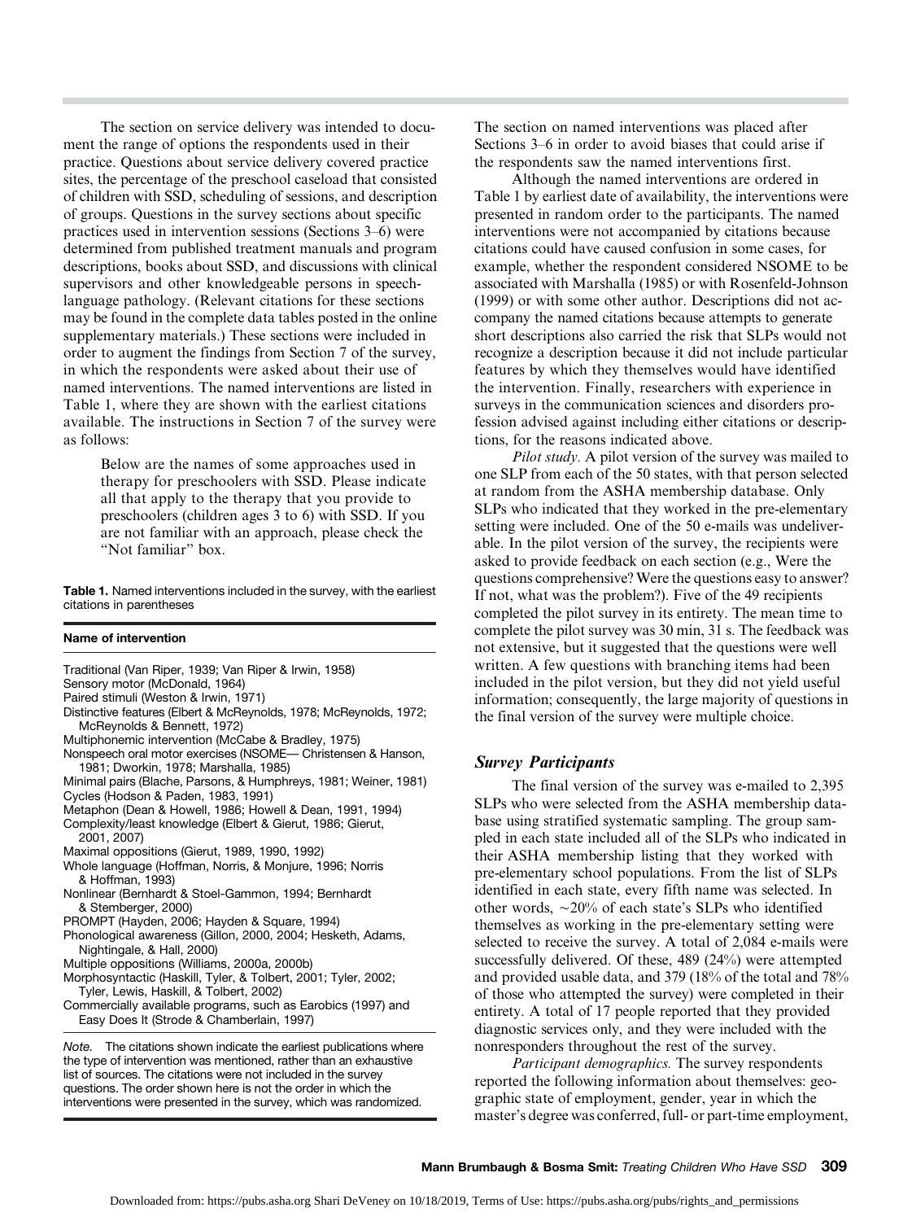The section on service delivery was intended to document the range of options the respondents used in their practice. Questions about service delivery covered practice sites, the percentage of the preschool caseload that consisted of children with SSD, scheduling of sessions, and description of groups. Questions in the survey sections about specific practices used in intervention sessions (Sections 3–6) were determined from published treatment manuals and program descriptions, books about SSD, and discussions with clinical supervisors and other knowledgeable persons in speech-language pathology. (Relevant citations for these sections may be found in the complete data tables posted in the online supplementary materials.) These sections were included in order to augment the findings from Section 7 of the survey, in which the respondents were asked about their use of named interventions. The named interventions are listed in Table 1, where they are shown with the earliest citations available. The instructions in Section 7 of the survey were as follows:

> Below are the names of some approaches used in therapy for preschoolers with SSD. Please indicate all that apply to the therapy that you provide to preschoolers (children ages 3 to 6) with SSD. If you are not familiar with an approach, please check the "Not familiar" box.

**Table 1.** Named interventions included in the survey, with the earliest citations in parentheses

| Name of intervention |
|---|
| Traditional (Van Riper, 1939; Van Riper & Irwin, 1958) |
| Sensory motor (McDonald, 1964) |
| Paired stimuli (Weston & Irwin, 1971) |
| Distinctive features (Elbert & McReynolds, 1978; McReynolds, 1972; McReynolds & Bennett, 1972) |
| Multiphonemic intervention (McCabe & Bradley, 1975) |
| Nonspeech oral motor exercises (NSOME— Christensen & Hanson, 1981; Dworkin, 1978; Marshalla, 1985) |
| Minimal pairs (Blache, Parsons, & Humphreys, 1981; Weiner, 1981) |
| Cycles (Hodson & Paden, 1983, 1991) |
| Metaphon (Dean & Howell, 1986; Howell & Dean, 1991, 1994) |
| Complexity/least knowledge (Elbert & Gierut, 1986; Gierut, 2001, 2007) |
| Maximal oppositions (Gierut, 1989, 1990, 1992) |
| Whole language (Hoffman, Norris, & Monjure, 1996; Norris & Hoffman, 1993) |
| Nonlinear (Bernhardt & Stoel-Gammon, 1994; Bernhardt & Stemberger, 2000) |
| PROMPT (Hayden, 2006; Hayden & Square, 1994) |
| Phonological awareness (Gillon, 2000, 2004; Hesketh, Adams, Nightingale, & Hall, 2000) |
| Multiple oppositions (Williams, 2000a, 2000b) |
| Morphosyntactic (Haskill, Tyler, & Tolbert, 2001; Tyler, 2002; Tyler, Lewis, Haskill, & Tolbert, 2002) |
| Commercially available programs, such as Earobics (1997) and Easy Does It (Strode & Chamberlain, 1997) |

*Note.* The citations shown indicate the earliest publications where the type of intervention was mentioned, rather than an exhaustive list of sources. The citations were not included in the survey questions. The order shown here is not the order in which the interventions were presented in the survey, which was randomized.

The section on named interventions was placed after Sections 3–6 in order to avoid biases that could arise if the respondents saw the named interventions first.

Although the named interventions are ordered in Table 1 by earliest date of availability, the interventions were presented in random order to the participants. The named interventions were not accompanied by citations because citations could have caused confusion in some cases, for example, whether the respondent considered NSOME to be associated with Marshalla (1985) or with Rosenfeld-Johnson (1999) or with some other author. Descriptions did not accompany the named citations because attempts to generate short descriptions also carried the risk that SLPs would not recognize a description because it did not include particular features by which they themselves would have identified the intervention. Finally, researchers with experience in surveys in the communication sciences and disorders profession advised against including either citations or descriptions, for the reasons indicated above.

*Pilot study.* A pilot version of the survey was mailed to one SLP from each of the 50 states, with that person selected at random from the ASHA membership database. Only SLPs who indicated that they worked in the pre-elementary setting were included. One of the 50 e-mails was undeliverable. In the pilot version of the survey, the recipients were asked to provide feedback on each section (e.g., Were the questions comprehensive? Were the questions easy to answer? If not, what was the problem?). Five of the 49 recipients completed the pilot survey in its entirety. The mean time to complete the pilot survey was 30 min, 31 s. The feedback was not extensive, but it suggested that the questions were well written. A few questions with branching items had been included in the pilot version, but they did not yield useful information; consequently, the large majority of questions in the final version of the survey were multiple choice.

### *Survey Participants*

The final version of the survey was e-mailed to 2,395 SLPs who were selected from the ASHA membership database using stratified systematic sampling. The group sampled in each state included all of the SLPs who indicated in their ASHA membership listing that they worked with pre-elementary school populations. From the list of SLPs identified in each state, every fifth name was selected. In other words, ~20% of each state's SLPs who identified themselves as working in the pre-elementary setting were selected to receive the survey. A total of 2,084 e-mails were successfully delivered. Of these, 489 (24%) were attempted and provided usable data, and 379 (18% of the total and 78% of those who attempted the survey) were completed in their entirety. A total of 17 people reported that they provided diagnostic services only, and they were included with the nonresponders throughout the rest of the survey.

*Participant demographics.* The survey respondents reported the following information about themselves: geographic state of employment, gender, year in which the master's degree was conferred, full- or part-time employment,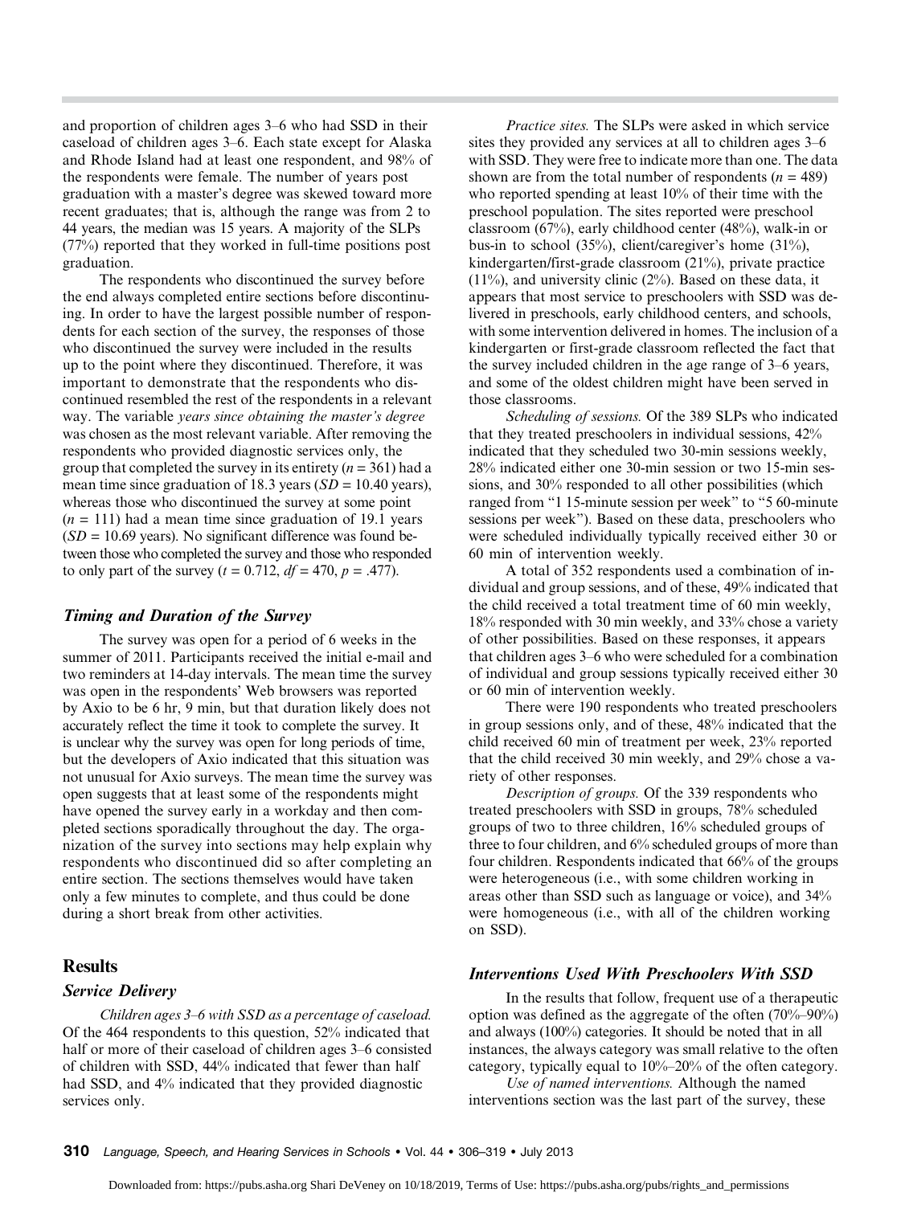and proportion of children ages 3–6 who had SSD in their caseload of children ages 3–6. Each state except for Alaska and Rhode Island had at least one respondent, and 98% of the respondents were female. The number of years post graduation with a master's degree was skewed toward more recent graduates; that is, although the range was from 2 to 44 years, the median was 15 years. A majority of the SLPs (77%) reported that they worked in full-time positions post graduation.

The respondents who discontinued the survey before the end always completed entire sections before discontinuing. In order to have the largest possible number of respondents for each section of the survey, the responses of those who discontinued the survey were included in the results up to the point where they discontinued. Therefore, it was important to demonstrate that the respondents who discontinued resembled the rest of the respondents in a relevant way. The variable *years since obtaining the master's degree* was chosen as the most relevant variable. After removing the respondents who provided diagnostic services only, the group that completed the survey in its entirety ($n$ = 361) had a mean time since graduation of 18.3 years ($SD$ = 10.40 years), whereas those who discontinued the survey at some point ($n$ = 111) had a mean time since graduation of 19.1 years ($SD$ = 10.69 years). No significant difference was found between those who completed the survey and those who responded to only part of the survey ($t$ = 0.712, $df$ = 470, $p$ = .477).

### Timing and Duration of the Survey

The survey was open for a period of 6 weeks in the summer of 2011. Participants received the initial e-mail and two reminders at 14-day intervals. The mean time the survey was open in the respondents' Web browsers was reported by Axio to be 6 hr, 9 min, but that duration likely does not accurately reflect the time it took to complete the survey. It is unclear why the survey was open for long periods of time, but the developers of Axio indicated that this situation was not unusual for Axio surveys. The mean time the survey was open suggests that at least some of the respondents might have opened the survey early in a workday and then completed sections sporadically throughout the day. The organization of the survey into sections may help explain why respondents who discontinued did so after completing an entire section. The sections themselves would have taken only a few minutes to complete, and thus could be done during a short break from other activities.

## Results

### Service Delivery

*Children ages 3–6 with SSD as a percentage of caseload.* Of the 464 respondents to this question, 52% indicated that half or more of their caseload of children ages 3–6 consisted of children with SSD, 44% indicated that fewer than half had SSD, and 4% indicated that they provided diagnostic services only.

*Practice sites.* The SLPs were asked in which service sites they provided any services at all to children ages 3–6 with SSD. They were free to indicate more than one. The data shown are from the total number of respondents ($n$ = 489) who reported spending at least 10% of their time with the preschool population. The sites reported were preschool classroom (67%), early childhood center (48%), walk-in or bus-in to school (35%), client/caregiver's home (31%), kindergarten/first-grade classroom (21%), private practice (11%), and university clinic (2%). Based on these data, it appears that most service to preschoolers with SSD was delivered in preschools, early childhood centers, and schools, with some intervention delivered in homes. The inclusion of a kindergarten or first-grade classroom reflected the fact that the survey included children in the age range of 3–6 years, and some of the oldest children might have been served in those classrooms.

*Scheduling of sessions.* Of the 389 SLPs who indicated that they treated preschoolers in individual sessions, 42% indicated that they scheduled two 30-min sessions weekly, 28% indicated either one 30-min session or two 15-min sessions, and 30% responded to all other possibilities (which ranged from "1 15-minute session per week" to "5 60-minute sessions per week"). Based on these data, preschoolers who were scheduled individually typically received either 30 or 60 min of intervention weekly.

A total of 352 respondents used a combination of individual and group sessions, and of these, 49% indicated that the child received a total treatment time of 60 min weekly, 18% responded with 30 min weekly, and 33% chose a variety of other possibilities. Based on these responses, it appears that children ages 3–6 who were scheduled for a combination of individual and group sessions typically received either 30 or 60 min of intervention weekly.

There were 190 respondents who treated preschoolers in group sessions only, and of these, 48% indicated that the child received 60 min of treatment per week, 23% reported that the child received 30 min weekly, and 29% chose a variety of other responses.

*Description of groups.* Of the 339 respondents who treated preschoolers with SSD in groups, 78% scheduled groups of two to three children, 16% scheduled groups of three to four children, and 6% scheduled groups of more than four children. Respondents indicated that 66% of the groups were heterogeneous (i.e., with some children working in areas other than SSD such as language or voice), and 34% were homogeneous (i.e., with all of the children working on SSD).

### Interventions Used With Preschoolers With SSD

In the results that follow, frequent use of a therapeutic option was defined as the aggregate of the often (70%–90%) and always (100%) categories. It should be noted that in all instances, the always category was small relative to the often category, typically equal to 10%–20% of the often category.

*Use of named interventions.* Although the named interventions section was the last part of the survey, these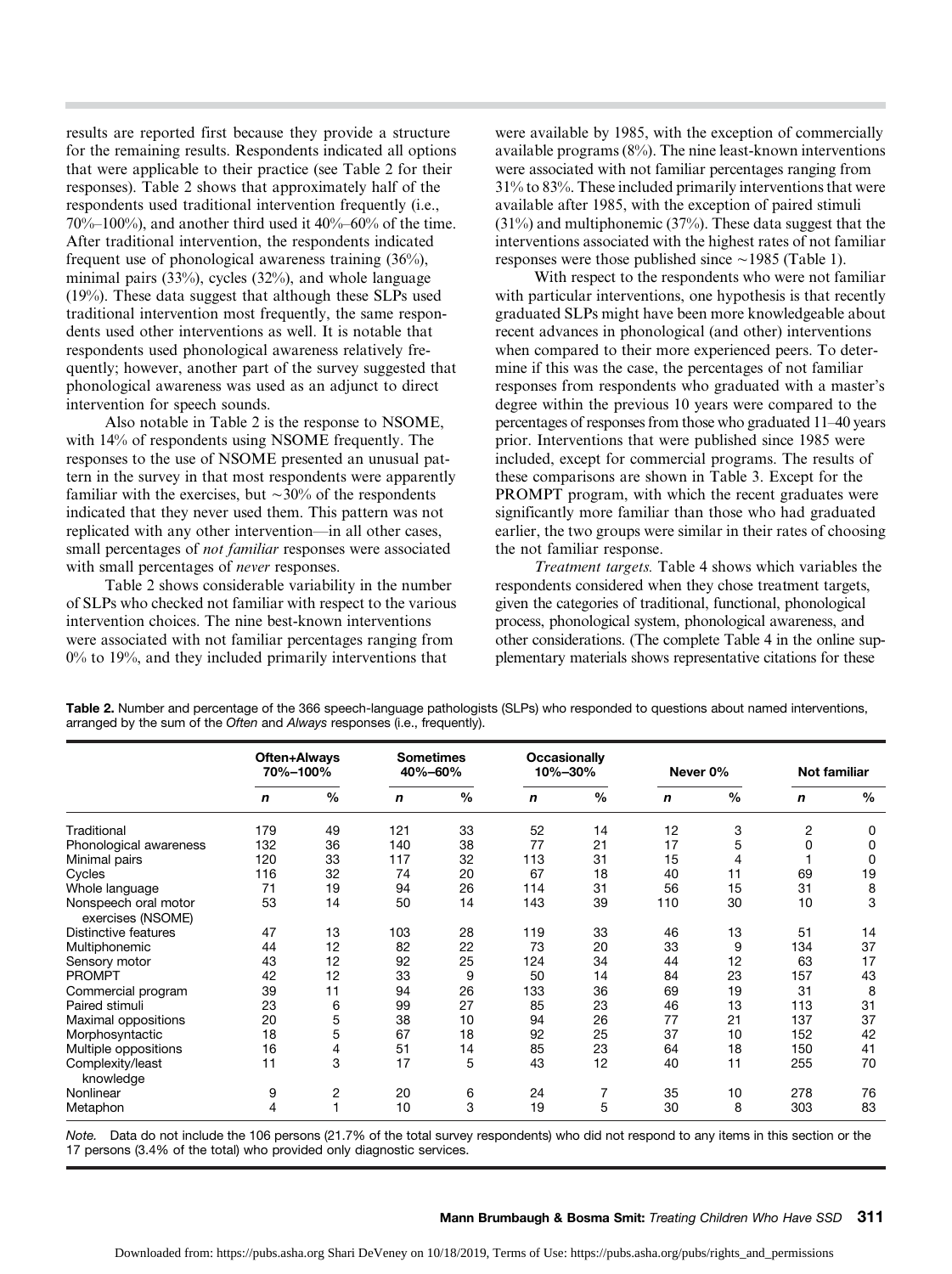results are reported first because they provide a structure for the remaining results. Respondents indicated all options that were applicable to their practice (see Table 2 for their responses). Table 2 shows that approximately half of the respondents used traditional intervention frequently (i.e., 70%–100%), and another third used it 40%–60% of the time. After traditional intervention, the respondents indicated frequent use of phonological awareness training (36%), minimal pairs (33%), cycles (32%), and whole language (19%). These data suggest that although these SLPs used traditional intervention most frequently, the same respondents used other interventions as well. It is notable that respondents used phonological awareness relatively frequently; however, another part of the survey suggested that phonological awareness was used as an adjunct to direct intervention for speech sounds.

Also notable in Table 2 is the response to NSOME, with 14% of respondents using NSOME frequently. The responses to the use of NSOME presented an unusual pattern in the survey in that most respondents were apparently familiar with the exercises, but ~30% of the respondents indicated that they never used them. This pattern was not replicated with any other intervention—in all other cases, small percentages of *not familiar* responses were associated with small percentages of *never* responses.

Table 2 shows considerable variability in the number of SLPs who checked not familiar with respect to the various intervention choices. The nine best-known interventions were associated with not familiar percentages ranging from 0% to 19%, and they included primarily interventions that were available by 1985, with the exception of commercially available programs (8%). The nine least-known interventions were associated with not familiar percentages ranging from 31% to 83%. These included primarily interventions that were available after 1985, with the exception of paired stimuli (31%) and multiphonemic (37%). These data suggest that the interventions associated with the highest rates of not familiar responses were those published since ~1985 (Table 1).

With respect to the respondents who were not familiar with particular interventions, one hypothesis is that recently graduated SLPs might have been more knowledgeable about recent advances in phonological (and other) interventions when compared to their more experienced peers. To determine if this was the case, the percentages of not familiar responses from respondents who graduated with a master's degree within the previous 10 years were compared to the percentages of responses from those who graduated 11–40 years prior. Interventions that were published since 1985 were included, except for commercial programs. The results of these comparisons are shown in Table 3. Except for the PROMPT program, with which the recent graduates were significantly more familiar than those who had graduated earlier, the two groups were similar in their rates of choosing the not familiar response.

*Treatment targets.* Table 4 shows which variables the respondents considered when they chose treatment targets, given the categories of traditional, functional, phonological process, phonological system, phonological awareness, and other considerations. (The complete Table 4 in the online supplementary materials shows representative citations for these

**Table 2.** Number and percentage of the 366 speech-language pathologists (SLPs) who responded to questions about named interventions, arranged by the sum of the *Often* and *Always* responses (i.e., frequently).

| | Often+Always 70%–100% | | Sometimes 40%–60% | | Occasionally 10%–30% | | Never 0% | | Not familiar | |
|---|---|---|---|---|---|---|---|---|---|---|
| | *n* | % | *n* | % | *n* | % | *n* | % | *n* | % |
| Traditional | 179 | 49 | 121 | 33 | 52 | 14 | 12 | 3 | 2 | 0 |
| Phonological awareness | 132 | 36 | 140 | 38 | 77 | 21 | 17 | 5 | 0 | 0 |
| Minimal pairs | 120 | 33 | 117 | 32 | 113 | 31 | 15 | 4 | 1 | 0 |
| Cycles | 116 | 32 | 74 | 20 | 67 | 18 | 40 | 11 | 69 | 19 |
| Whole language | 71 | 19 | 94 | 26 | 114 | 31 | 56 | 15 | 31 | 8 |
| Nonspeech oral motor exercises (NSOME) | 53 | 14 | 50 | 14 | 143 | 39 | 110 | 30 | 10 | 3 |
| Distinctive features | 47 | 13 | 103 | 28 | 119 | 33 | 46 | 13 | 51 | 14 |
| Multiphonemic | 44 | 12 | 82 | 22 | 73 | 20 | 33 | 9 | 134 | 37 |
| Sensory motor | 43 | 12 | 92 | 25 | 124 | 34 | 44 | 12 | 63 | 17 |
| PROMPT | 42 | 12 | 33 | 9 | 50 | 14 | 84 | 23 | 157 | 43 |
| Commercial program | 39 | 11 | 94 | 26 | 133 | 36 | 69 | 19 | 31 | 8 |
| Paired stimuli | 23 | 6 | 99 | 27 | 85 | 23 | 46 | 13 | 113 | 31 |
| Maximal oppositions | 20 | 5 | 38 | 10 | 94 | 26 | 77 | 21 | 137 | 37 |
| Morphosyntactic | 18 | 5 | 67 | 18 | 92 | 25 | 37 | 10 | 152 | 42 |
| Multiple oppositions | 16 | 4 | 51 | 14 | 85 | 23 | 64 | 18 | 150 | 41 |
| Complexity/least knowledge | 11 | 3 | 17 | 5 | 43 | 12 | 40 | 11 | 255 | 70 |
| Nonlinear | 9 | 2 | 20 | 6 | 24 | 7 | 35 | 10 | 278 | 76 |
| Metaphon | 4 | 1 | 10 | 3 | 19 | 5 | 30 | 8 | 303 | 83 |

*Note.* Data do not include the 106 persons (21.7% of the total survey respondents) who did not respond to any items in this section or the 17 persons (3.4% of the total) who provided only diagnostic services.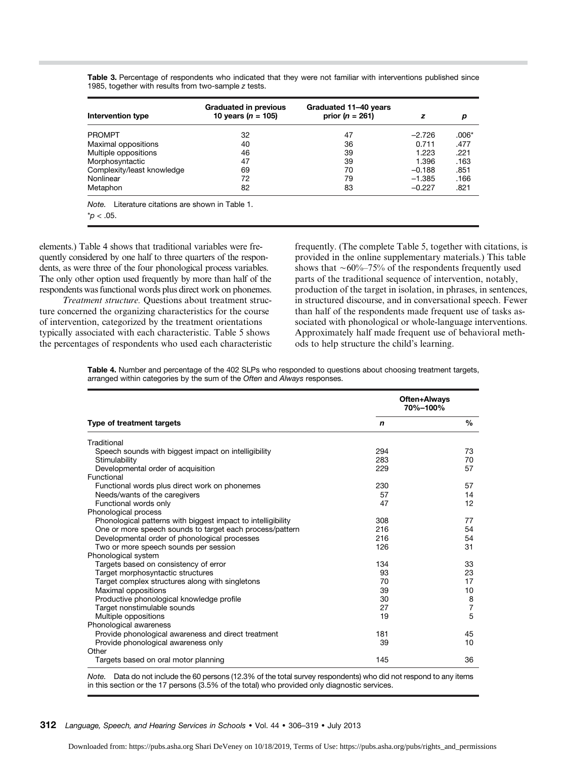**Table 3.** Percentage of respondents who indicated that they were not familiar with interventions published since 1985, together with results from two-sample *z* tests.

| Intervention type | Graduated in previous 10 years ($n$ = 105) | Graduated 11–40 years prior ($n$ = 261) | $z$ | $p$ |
|---|---|---|---|---|
| PROMPT | 32 | 47 | −2.726 | .006* |
| Maximal oppositions | 40 | 36 | 0.711 | .477 |
| Multiple oppositions | 46 | 39 | 1.223 | .221 |
| Morphosyntactic | 47 | 39 | 1.396 | .163 |
| Complexity/least knowledge | 69 | 70 | −0.188 | .851 |
| Nonlinear | 72 | 79 | −1.385 | .166 |
| Metaphon | 82 | 83 | −0.227 | .821 |

*Note.* Literature citations are shown in Table 1.

*$p < .05$.

elements.) Table 4 shows that traditional variables were frequently considered by one half to three quarters of the respondents, as were three of the four phonological process variables. The only other option used frequently by more than half of the respondents was functional words plus direct work on phonemes.

*Treatment structure.* Questions about treatment structure concerned the organizing characteristics for the course of intervention, categorized by the treatment orientations typically associated with each characteristic. Table 5 shows the percentages of respondents who used each characteristic frequently. (The complete Table 5, together with citations, is provided in the online supplementary materials.) This table shows that ~60%–75% of the respondents frequently used parts of the traditional sequence of intervention, notably, production of the target in isolation, in phrases, in sentences, in structured discourse, and in conversational speech. Fewer than half of the respondents made frequent use of tasks associated with phonological or whole-language interventions. Approximately half made frequent use of behavioral methods to help structure the child's learning.

**Table 4.** Number and percentage of the 402 SLPs who responded to questions about choosing treatment targets, arranged within categories by the sum of the *Often* and *Always* responses.

| | Often+Always 70%–100% | |
|---|---|---|
| **Type of treatment targets** | ***n*** | **%** |
| Traditional | | |
| Speech sounds with biggest impact on intelligibility | 294 | 73 |
| Stimulability | 283 | 70 |
| Developmental order of acquisition | 229 | 57 |
| Functional | | |
| Functional words plus direct work on phonemes | 230 | 57 |
| Needs/wants of the caregivers | 57 | 14 |
| Functional words only | 47 | 12 |
| Phonological process | | |
| Phonological patterns with biggest impact to intelligibility | 308 | 77 |
| One or more speech sounds to target each process/pattern | 216 | 54 |
| Developmental order of phonological processes | 216 | 54 |
| Two or more speech sounds per session | 126 | 31 |
| Phonological system | | |
| Targets based on consistency of error | 134 | 33 |
| Target morphosyntactic structures | 93 | 23 |
| Target complex structures along with singletons | 70 | 17 |
| Maximal oppositions | 39 | 10 |
| Productive phonological knowledge profile | 30 | 8 |
| Target nonstimulable sounds | 27 | 7 |
| Multiple oppositions | 19 | 5 |
| Phonological awareness | | |
| Provide phonological awareness and direct treatment | 181 | 45 |
| Provide phonological awareness only | 39 | 10 |
| Other | | |
| Targets based on oral motor planning | 145 | 36 |

*Note.* Data do not include the 60 persons (12.3% of the total survey respondents) who did not respond to any items in this section or the 17 persons (3.5% of the total) who provided only diagnostic services.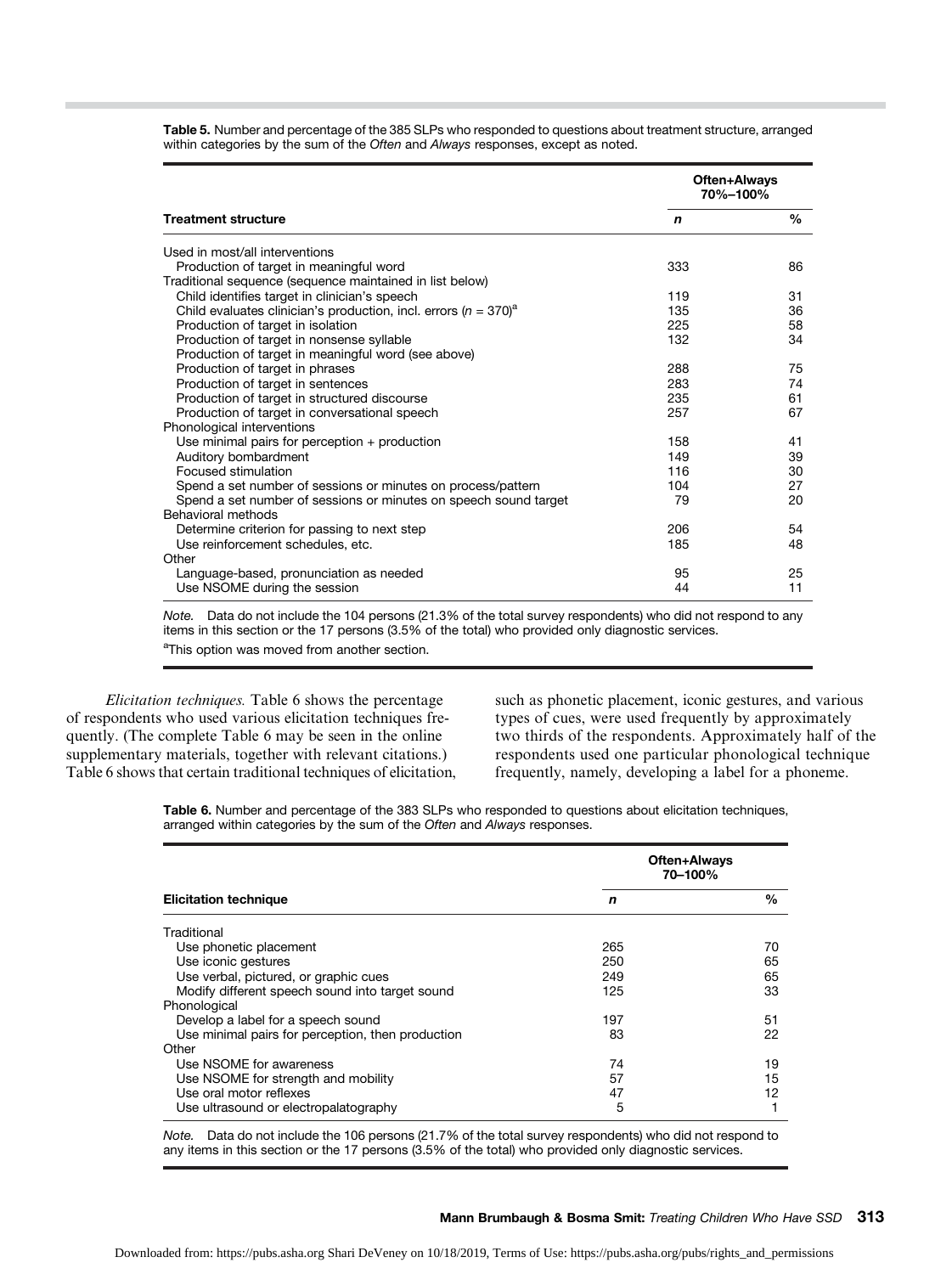**Table 5.** Number and percentage of the 385 SLPs who responded to questions about treatment structure, arranged within categories by the sum of the *Often* and *Always* responses, except as noted.

| Treatment structure | Often+Always 70%–100% | |
|---|---|---|
| | *n* | % |
| Used in most/all interventions | | |
| Production of target in meaningful word | 333 | 86 |
| Traditional sequence (sequence maintained in list below) | | |
| Child identifies target in clinician's speech | 119 | 31 |
| Child evaluates clinician's production, incl. errors ($n$ = 370)[a] | 135 | 36 |
| Production of target in isolation | 225 | 58 |
| Production of target in nonsense syllable | 132 | 34 |
| Production of target in meaningful word (see above) | | |
| Production of target in phrases | 288 | 75 |
| Production of target in sentences | 283 | 74 |
| Production of target in structured discourse | 235 | 61 |
| Production of target in conversational speech | 257 | 67 |
| Phonological interventions | | |
| Use minimal pairs for perception + production | 158 | 41 |
| Auditory bombardment | 149 | 39 |
| Focused stimulation | 116 | 30 |
| Spend a set number of sessions or minutes on process/pattern | 104 | 27 |
| Spend a set number of sessions or minutes on speech sound target | 79 | 20 |
| Behavioral methods | | |
| Determine criterion for passing to next step | 206 | 54 |
| Use reinforcement schedules, etc. | 185 | 48 |
| Other | | |
| Language-based, pronunciation as needed | 95 | 25 |
| Use NSOME during the session | 44 | 11 |

*Note.* Data do not include the 104 persons (21.3% of the total survey respondents) who did not respond to any items in this section or the 17 persons (3.5% of the total) who provided only diagnostic services.

[a]This option was moved from another section.

*Elicitation techniques.* Table 6 shows the percentage of respondents who used various elicitation techniques frequently. (The complete Table 6 may be seen in the online supplementary materials, together with relevant citations.) Table 6 shows that certain traditional techniques of elicitation, such as phonetic placement, iconic gestures, and various types of cues, were used frequently by approximately two thirds of the respondents. Approximately half of the respondents used one particular phonological technique frequently, namely, developing a label for a phoneme.

**Table 6.** Number and percentage of the 383 SLPs who responded to questions about elicitation techniques, arranged within categories by the sum of the *Often* and *Always* responses.

| Elicitation technique | Often+Always 70–100% | |
|---|---|---|
| | *n* | % |
| Traditional | | |
| Use phonetic placement | 265 | 70 |
| Use iconic gestures | 250 | 65 |
| Use verbal, pictured, or graphic cues | 249 | 65 |
| Modify different speech sound into target sound | 125 | 33 |
| Phonological | | |
| Develop a label for a speech sound | 197 | 51 |
| Use minimal pairs for perception, then production | 83 | 22 |
| Other | | |
| Use NSOME for awareness | 74 | 19 |
| Use NSOME for strength and mobility | 57 | 15 |
| Use oral motor reflexes | 47 | 12 |
| Use ultrasound or electropalatography | 5 | 1 |

*Note.* Data do not include the 106 persons (21.7% of the total survey respondents) who did not respond to any items in this section or the 17 persons (3.5% of the total) who provided only diagnostic services.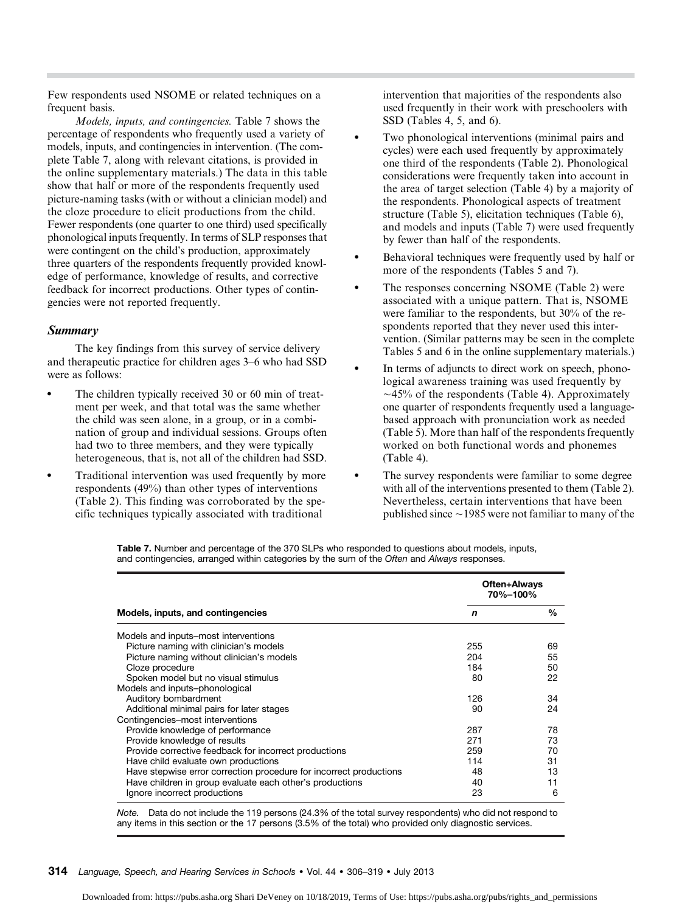Few respondents used NSOME or related techniques on a frequent basis.

*Models, inputs, and contingencies.* Table 7 shows the percentage of respondents who frequently used a variety of models, inputs, and contingencies in intervention. (The complete Table 7, along with relevant citations, is provided in the online supplementary materials.) The data in this table show that half or more of the respondents frequently used picture-naming tasks (with or without a clinician model) and the cloze procedure to elicit productions from the child. Fewer respondents (one quarter to one third) used specifically phonological inputs frequently. In terms of SLP responses that were contingent on the child's production, approximately three quarters of the respondents frequently provided knowledge of performance, knowledge of results, and corrective feedback for incorrect productions. Other types of contingencies were not reported frequently.

### Summary

The key findings from this survey of service delivery and therapeutic practice for children ages 3–6 who had SSD were as follows:

- The children typically received 30 or 60 min of treatment per week, and that total was the same whether the child was seen alone, in a group, or in a combination of group and individual sessions. Groups often had two to three members, and they were typically heterogeneous, that is, not all of the children had SSD.
- Traditional intervention was used frequently by more respondents (49%) than other types of interventions (Table 2). This finding was corroborated by the specific techniques typically associated with traditional intervention that majorities of the respondents also used frequently in their work with preschoolers with SSD (Tables 4, 5, and 6).
- Two phonological interventions (minimal pairs and cycles) were each used frequently by approximately one third of the respondents (Table 2). Phonological considerations were frequently taken into account in the area of target selection (Table 4) by a majority of the respondents. Phonological aspects of treatment structure (Table 5), elicitation techniques (Table 6), and models and inputs (Table 7) were used frequently by fewer than half of the respondents.
- Behavioral techniques were frequently used by half or more of the respondents (Tables 5 and 7).
- The responses concerning NSOME (Table 2) were associated with a unique pattern. That is, NSOME were familiar to the respondents, but 30% of the respondents reported that they never used this intervention. (Similar patterns may be seen in the complete Tables 5 and 6 in the online supplementary materials.)
- In terms of adjuncts to direct work on speech, phonological awareness training was used frequently by ~45% of the respondents (Table 4). Approximately one quarter of respondents frequently used a language-based approach with pronunciation work as needed (Table 5). More than half of the respondents frequently worked on both functional words and phonemes (Table 4).
- The survey respondents were familiar to some degree with all of the interventions presented to them (Table 2). Nevertheless, certain interventions that have been published since ~1985 were not familiar to many of the

**Table 7.** Number and percentage of the 370 SLPs who responded to questions about models, inputs, and contingencies, arranged within categories by the sum of the *Often* and *Always* responses.

| Models, inputs, and contingencies | Often+Always 70%–100% *n* | % |
|---|---|---|
| Models and inputs–most interventions | | |
| Picture naming with clinician's models | 255 | 69 |
| Picture naming without clinician's models | 204 | 55 |
| Cloze procedure | 184 | 50 |
| Spoken model but no visual stimulus | 80 | 22 |
| Models and inputs–phonological | | |
| Auditory bombardment | 126 | 34 |
| Additional minimal pairs for later stages | 90 | 24 |
| Contingencies–most interventions | | |
| Provide knowledge of performance | 287 | 78 |
| Provide knowledge of results | 271 | 73 |
| Provide corrective feedback for incorrect productions | 259 | 70 |
| Have child evaluate own productions | 114 | 31 |
| Have stepwise error correction procedure for incorrect productions | 48 | 13 |
| Have children in group evaluate each other's productions | 40 | 11 |
| Ignore incorrect productions | 23 | 6 |

*Note.* Data do not include the 119 persons (24.3% of the total survey respondents) who did not respond to any items in this section or the 17 persons (3.5% of the total) who provided only diagnostic services.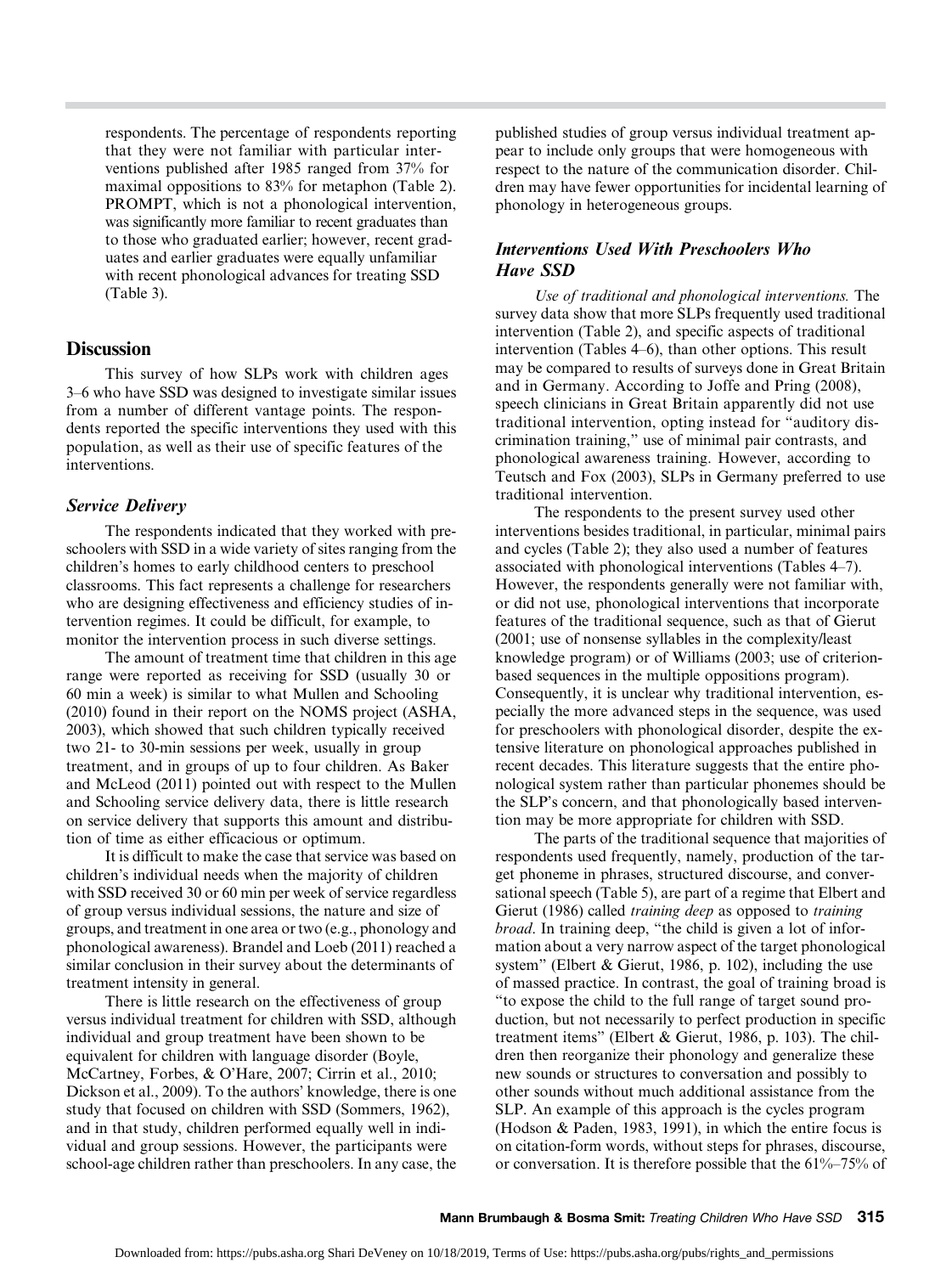respondents. The percentage of respondents reporting that they were not familiar with particular interventions published after 1985 ranged from 37% for maximal oppositions to 83% for metaphon (Table 2). PROMPT, which is not a phonological intervention, was significantly more familiar to recent graduates than to those who graduated earlier; however, recent graduates and earlier graduates were equally unfamiliar with recent phonological advances for treating SSD (Table 3).

## Discussion

This survey of how SLPs work with children ages 3–6 who have SSD was designed to investigate similar issues from a number of different vantage points. The respondents reported the specific interventions they used with this population, as well as their use of specific features of the interventions.

### Service Delivery

The respondents indicated that they worked with preschoolers with SSD in a wide variety of sites ranging from the children's homes to early childhood centers to preschool classrooms. This fact represents a challenge for researchers who are designing effectiveness and efficiency studies of intervention regimes. It could be difficult, for example, to monitor the intervention process in such diverse settings.

The amount of treatment time that children in this age range were reported as receiving for SSD (usually 30 or 60 min a week) is similar to what Mullen and Schooling (2010) found in their report on the NOMS project (ASHA, 2003), which showed that such children typically received two 21- to 30-min sessions per week, usually in group treatment, and in groups of up to four children. As Baker and McLeod (2011) pointed out with respect to the Mullen and Schooling service delivery data, there is little research on service delivery that supports this amount and distribution of time as either efficacious or optimum.

It is difficult to make the case that service was based on children's individual needs when the majority of children with SSD received 30 or 60 min per week of service regardless of group versus individual sessions, the nature and size of groups, and treatment in one area or two (e.g., phonology and phonological awareness). Brandel and Loeb (2011) reached a similar conclusion in their survey about the determinants of treatment intensity in general.

There is little research on the effectiveness of group versus individual treatment for children with SSD, although individual and group treatment have been shown to be equivalent for children with language disorder (Boyle, McCartney, Forbes, & O'Hare, 2007; Cirrin et al., 2010; Dickson et al., 2009). To the authors' knowledge, there is one study that focused on children with SSD (Sommers, 1962), and in that study, children performed equally well in individual and group sessions. However, the participants were school-age children rather than preschoolers. In any case, the published studies of group versus individual treatment appear to include only groups that were homogeneous with respect to the nature of the communication disorder. Children may have fewer opportunities for incidental learning of phonology in heterogeneous groups.

### Interventions Used With Preschoolers Who Have SSD

*Use of traditional and phonological interventions.* The survey data show that more SLPs frequently used traditional intervention (Table 2), and specific aspects of traditional intervention (Tables 4–6), than other options. This result may be compared to results of surveys done in Great Britain and in Germany. According to Joffe and Pring (2008), speech clinicians in Great Britain apparently did not use traditional intervention, opting instead for "auditory discrimination training," use of minimal pair contrasts, and phonological awareness training. However, according to Teutsch and Fox (2003), SLPs in Germany preferred to use traditional intervention.

The respondents to the present survey used other interventions besides traditional, in particular, minimal pairs and cycles (Table 2); they also used a number of features associated with phonological interventions (Tables 4–7). However, the respondents generally were not familiar with, or did not use, phonological interventions that incorporate features of the traditional sequence, such as that of Gierut (2001; use of nonsense syllables in the complexity/least knowledge program) or of Williams (2003; use of criterion-based sequences in the multiple oppositions program). Consequently, it is unclear why traditional intervention, especially the more advanced steps in the sequence, was used for preschoolers with phonological disorder, despite the extensive literature on phonological approaches published in recent decades. This literature suggests that the entire phonological system rather than particular phonemes should be the SLP's concern, and that phonologically based intervention may be more appropriate for children with SSD.

The parts of the traditional sequence that majorities of respondents used frequently, namely, production of the target phoneme in phrases, structured discourse, and conversational speech (Table 5), are part of a regime that Elbert and Gierut (1986) called *training deep* as opposed to *training broad*. In training deep, "the child is given a lot of information about a very narrow aspect of the target phonological system" (Elbert & Gierut, 1986, p. 102), including the use of massed practice. In contrast, the goal of training broad is "to expose the child to the full range of target sound production, but not necessarily to perfect production in specific treatment items" (Elbert & Gierut, 1986, p. 103). The children then reorganize their phonology and generalize these new sounds or structures to conversation and possibly to other sounds without much additional assistance from the SLP. An example of this approach is the cycles program (Hodson & Paden, 1983, 1991), in which the entire focus is on citation-form words, without steps for phrases, discourse, or conversation. It is therefore possible that the 61%–75% of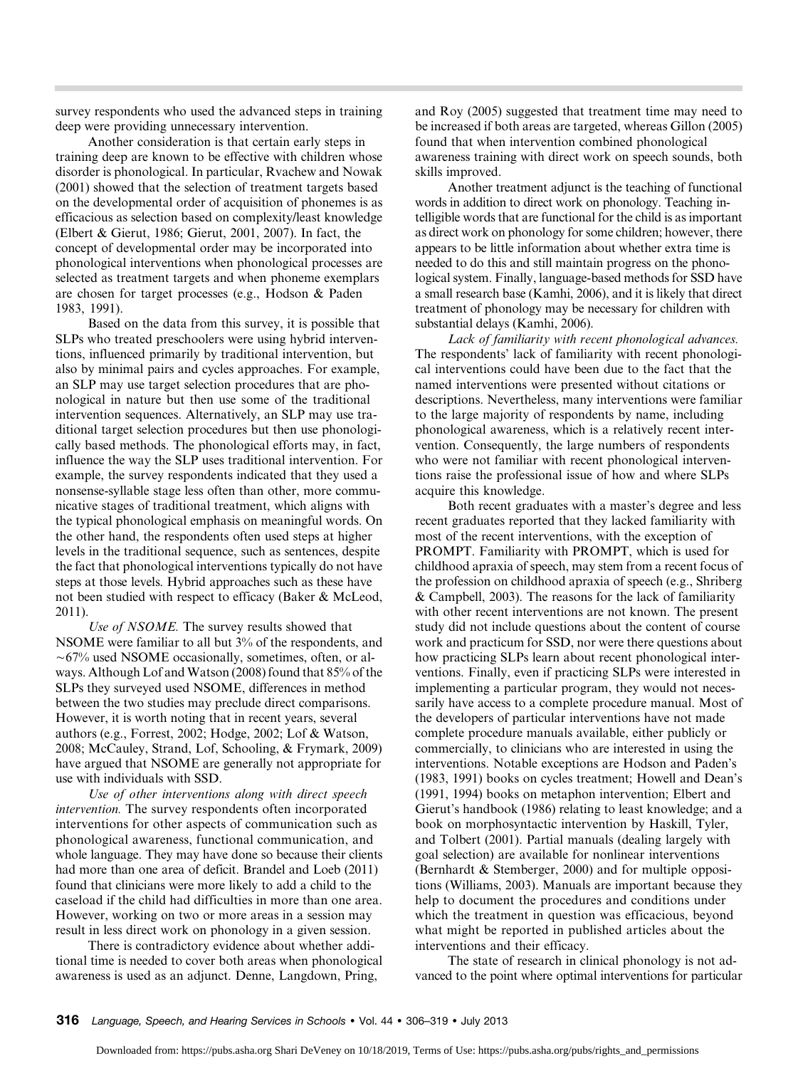survey respondents who used the advanced steps in training deep were providing unnecessary intervention.

Another consideration is that certain early steps in training deep are known to be effective with children whose disorder is phonological. In particular, Rvachew and Nowak (2001) showed that the selection of treatment targets based on the developmental order of acquisition of phonemes is as efficacious as selection based on complexity/least knowledge (Elbert & Gierut, 1986; Gierut, 2001, 2007). In fact, the concept of developmental order may be incorporated into phonological interventions when phonological processes are selected as treatment targets and when phoneme exemplars are chosen for target processes (e.g., Hodson & Paden 1983, 1991).

Based on the data from this survey, it is possible that SLPs who treated preschoolers were using hybrid interventions, influenced primarily by traditional intervention, but also by minimal pairs and cycles approaches. For example, an SLP may use target selection procedures that are phonological in nature but then use some of the traditional intervention sequences. Alternatively, an SLP may use traditional target selection procedures but then use phonologically based methods. The phonological efforts may, in fact, influence the way the SLP uses traditional intervention. For example, the survey respondents indicated that they used a nonsense-syllable stage less often than other, more communicative stages of traditional treatment, which aligns with the typical phonological emphasis on meaningful words. On the other hand, the respondents often used steps at higher levels in the traditional sequence, such as sentences, despite the fact that phonological interventions typically do not have steps at those levels. Hybrid approaches such as these have not been studied with respect to efficacy (Baker & McLeod, 2011).

*Use of NSOME.* The survey results showed that NSOME were familiar to all but 3% of the respondents, and ~67% used NSOME occasionally, sometimes, often, or always. Although Lof and Watson (2008) found that 85% of the SLPs they surveyed used NSOME, differences in method between the two studies may preclude direct comparisons. However, it is worth noting that in recent years, several authors (e.g., Forrest, 2002; Hodge, 2002; Lof & Watson, 2008; McCauley, Strand, Lof, Schooling, & Frymark, 2009) have argued that NSOME are generally not appropriate for use with individuals with SSD.

*Use of other interventions along with direct speech intervention.* The survey respondents often incorporated interventions for other aspects of communication such as phonological awareness, functional communication, and whole language. They may have done so because their clients had more than one area of deficit. Brandel and Loeb (2011) found that clinicians were more likely to add a child to the caseload if the child had difficulties in more than one area. However, working on two or more areas in a session may result in less direct work on phonology in a given session.

There is contradictory evidence about whether additional time is needed to cover both areas when phonological awareness is used as an adjunct. Denne, Langdown, Pring, and Roy (2005) suggested that treatment time may need to be increased if both areas are targeted, whereas Gillon (2005) found that when intervention combined phonological awareness training with direct work on speech sounds, both skills improved.

Another treatment adjunct is the teaching of functional words in addition to direct work on phonology. Teaching unintelligible words that are functional for the child is as important as direct work on phonology for some children; however, there appears to be little information about whether extra time is needed to do this and still maintain progress on the phonological system. Finally, language-based methods for SSD have a small research base (Kamhi, 2006), and it is likely that direct treatment of phonology may be necessary for children with substantial delays (Kamhi, 2006).

*Lack of familiarity with recent phonological advances.* The respondents' lack of familiarity with recent phonological interventions could have been due to the fact that the named interventions were presented without citations or descriptions. Nevertheless, many interventions were familiar to the large majority of respondents by name, including phonological awareness, which is a relatively recent intervention. Consequently, the large numbers of respondents who were not familiar with recent phonological interventions raise the professional issue of how and where SLPs acquire this knowledge.

Both recent graduates with a master's degree and less recent graduates reported that they lacked familiarity with most of the recent interventions, with the exception of PROMPT. Familiarity with PROMPT, which is used for childhood apraxia of speech, may stem from a recent focus of the profession on childhood apraxia of speech (e.g., Shriberg & Campbell, 2003). The reasons for the lack of familiarity with other recent interventions are not known. The present study did not include questions about the content of course work and practicum for SSD, nor were there questions about how practicing SLPs learn about recent phonological interventions. Finally, even if practicing SLPs were interested in implementing a particular program, they would not necessarily have access to a complete procedure manual. Most of the developers of particular interventions have not made complete procedure manuals available, either publicly or commercially, to clinicians who are interested in using the interventions. Notable exceptions are Hodson and Paden's (1983, 1991) books on cycles treatment; Howell and Dean's (1991, 1994) books on metaphon intervention; Elbert and Gierut's handbook (1986) relating to least knowledge; and a book on morphosyntactic intervention by Haskill, Tyler, and Tolbert (2001). Partial manuals (dealing largely with goal selection) are available for nonlinear interventions (Bernhardt & Stemberger, 2000) and for multiple oppositions (Williams, 2003). Manuals are important because they help to document the procedures and conditions under which the treatment in question was efficacious, beyond what might be reported in published articles about the interventions and their efficacy.

The state of research in clinical phonology is not advanced to the point where optimal interventions for particular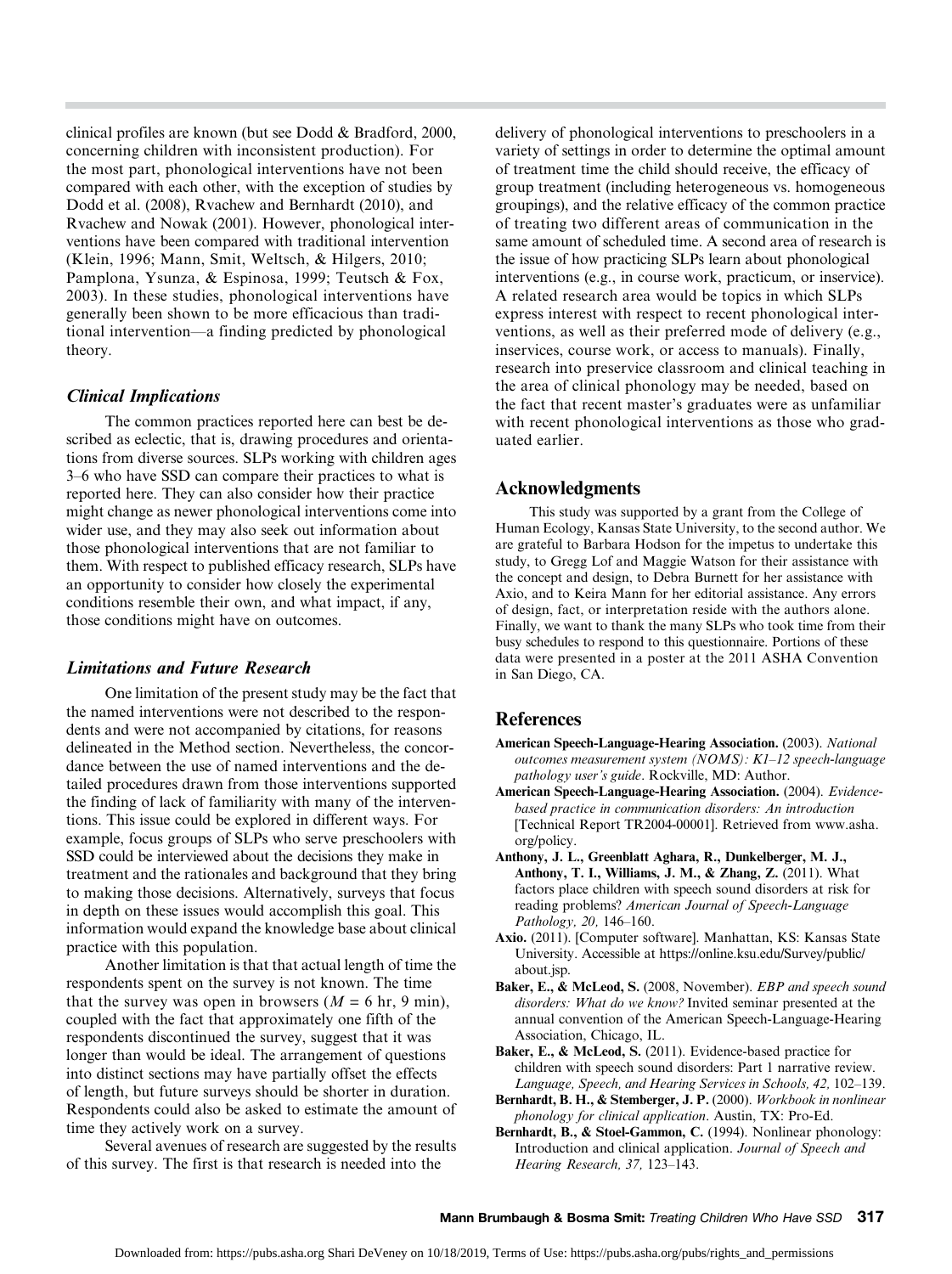clinical profiles are known (but see Dodd & Bradford, 2000, concerning children with inconsistent production). For the most part, phonological interventions have not been compared with each other, with the exception of studies by Dodd et al. (2008), Rvachew and Bernhardt (2010), and Rvachew and Nowak (2001). However, phonological interventions have been compared with traditional intervention (Klein, 1996; Mann, Smit, Weltsch, & Hilgers, 2010; Pamplona, Ysunza, & Espinosa, 1999; Teutsch & Fox, 2003). In these studies, phonological interventions have generally been shown to be more efficacious than traditional intervention—a finding predicted by phonological theory.

### Clinical Implications

The common practices reported here can best be described as eclectic, that is, drawing procedures and orientations from diverse sources. SLPs working with children ages 3–6 who have SSD can compare their practices to what is reported here. They can also consider how their practice might change as newer phonological interventions come into wider use, and they may also seek out information about those phonological interventions that are not familiar to them. With respect to published efficacy research, SLPs have an opportunity to consider how closely the experimental conditions resemble their own, and what impact, if any, those conditions might have on outcomes.

### Limitations and Future Research

One limitation of the present study may be the fact that the named interventions were not described to the respondents and were not accompanied by citations, for reasons delineated in the Method section. Nevertheless, the concordance between the use of named interventions and the detailed procedures drawn from those interventions supported the finding of lack of familiarity with many of the interventions. This issue could be explored in different ways. For example, focus groups of SLPs who serve preschoolers with SSD could be interviewed about the decisions they make in treatment and the rationales and background that they bring to making those decisions. Alternatively, surveys that focus in depth on these issues would accomplish this goal. This information would expand the knowledge base about clinical practice with this population.

Another limitation is that that actual length of time the respondents spent on the survey is not known. The time that the survey was open in browsers ($M$ = 6 hr, 9 min), coupled with the fact that approximately one fifth of the respondents discontinued the survey, suggest that it was longer than would be ideal. The arrangement of questions into distinct sections may have partially offset the effects of length, but future surveys should be shorter in duration. Respondents could also be asked to estimate the amount of time they actively work on a survey.

Several avenues of research are suggested by the results of this survey. The first is that research is needed into the delivery of phonological interventions to preschoolers in a variety of settings in order to determine the optimal amount of treatment time the child should receive, the efficacy of group treatment (including heterogeneous vs. homogeneous groupings), and the relative efficacy of the common practice of treating two different areas of communication in the same amount of scheduled time. A second area of research is the issue of how practicing SLPs learn about phonological interventions (e.g., in course work, practicum, or inservice). A related research area would be topics in which SLPs express interest with respect to recent phonological interventions, as well as their preferred mode of delivery (e.g., inservices, course work, or access to manuals). Finally, research into preservice classroom and clinical teaching in the area of clinical phonology may be needed, based on the fact that recent master's graduates were as unfamiliar with recent phonological interventions as those who graduated earlier.

## Acknowledgments

This study was supported by a grant from the College of Human Ecology, Kansas State University, to the second author. We are grateful to Barbara Hodson for the impetus to undertake this study, to Gregg Lof and Maggie Watson for their assistance with the concept and design, to Debra Burnett for her assistance with Axio, and to Keira Mann for her editorial assistance. Any errors of design, fact, or interpretation reside with the authors alone. Finally, we want to thank the many SLPs who took time from their busy schedules to respond to this questionnaire. Portions of these data were presented in a poster at the 2011 ASHA Convention in San Diego, CA.

## References

**American Speech-Language-Hearing Association.** (2003). *National outcomes measurement system (NOMS): K1–12 speech-language pathology user's guide*. Rockville, MD: Author.

**American Speech-Language-Hearing Association.** (2004). *Evidence-based practice in communication disorders: An introduction* [Technical Report TR2004-00001]. Retrieved from www.asha.org/policy.

**Anthony, J. L., Greenblatt Aghara, R., Dunkelberger, M. J., Anthony, T. I., Williams, J. M., & Zhang, Z.** (2011). What factors place children with speech sound disorders at risk for reading problems? *American Journal of Speech-Language Pathology, 20,* 146–160.

**Axio.** (2011). [Computer software]. Manhattan, KS: Kansas State University. Accessible at https://online.ksu.edu/Survey/public/about.jsp.

**Baker, E., & McLeod, S.** (2008, November). *EBP and speech sound disorders: What do we know?* Invited seminar presented at the annual convention of the American Speech-Language-Hearing Association, Chicago, IL.

**Baker, E., & McLeod, S.** (2011). Evidence-based practice for children with speech sound disorders: Part 1 narrative review. *Language, Speech, and Hearing Services in Schools, 42,* 102–139.

**Bernhardt, B. H., & Stemberger, J. P.** (2000). *Workbook in nonlinear phonology for clinical application*. Austin, TX: Pro-Ed.

**Bernhardt, B., & Stoel-Gammon, C.** (1994). Nonlinear phonology: Introduction and clinical application. *Journal of Speech and Hearing Research, 37,* 123–143.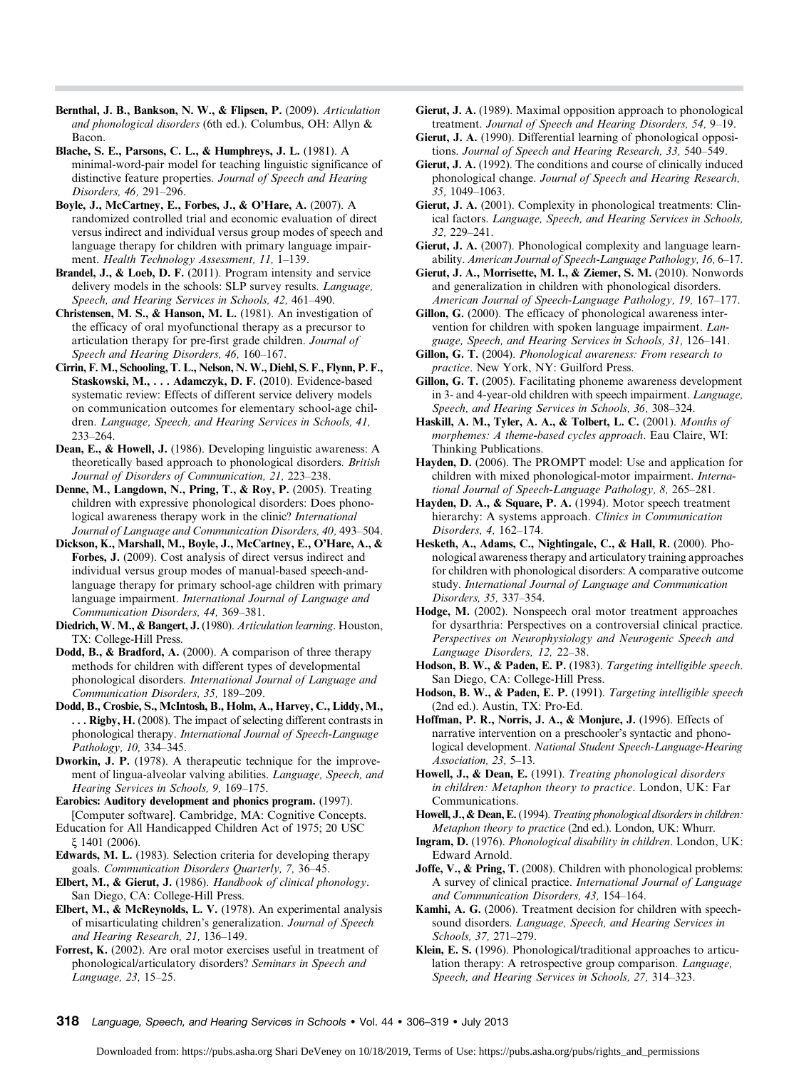**Bernthal, J. B., Bankson, N. W., & Flipsen, P.** (2009). *Articulation and phonological disorders* (6th ed.). Columbus, OH: Allyn & Bacon.

**Blache, S. E., Parsons, C. L., & Humphreys, J. L.** (1981). A minimal-word-pair model for teaching linguistic significance of distinctive feature properties. *Journal of Speech and Hearing Disorders, 46,* 291–296.

**Boyle, J., McCartney, E., Forbes, J., & O'Hare, A.** (2007). A randomized controlled trial and economic evaluation of direct versus indirect and individual versus group modes of speech and language therapy for children with primary language impairment. *Health Technology Assessment, 11,* 1–139.

**Brandel, J., & Loeb, D. F.** (2011). Program intensity and service delivery models in the schools: SLP survey results. *Language, Speech, and Hearing Services in Schools, 42,* 461–490.

**Christensen, M. S., & Hanson, M. L.** (1981). An investigation of the efficacy of oral myofunctional therapy as a precursor to articulation therapy for pre-first grade children. *Journal of Speech and Hearing Disorders, 46,* 160–167.

**Cirrin, F. M., Schooling, T. L., Nelson, N. W., Diehl, S. F., Flynn, P. F., Staskowski, M., . . . Adamczyk, D. F.** (2010). Evidence-based systematic review: Effects of different service delivery models on communication outcomes for elementary school-age children. *Language, Speech, and Hearing Services in Schools, 41,* 233–264.

**Dean, E., & Howell, J.** (1986). Developing linguistic awareness: A theoretically based approach to phonological disorders. *British Journal of Disorders of Communication, 21,* 223–238.

**Denne, M., Langdown, N., Pring, T., & Roy, P.** (2005). Treating children with expressive phonological disorders: Does phonological awareness therapy work in the clinic? *International Journal of Language and Communication Disorders, 40,* 493–504.

**Dickson, K., Marshall, M., Boyle, J., McCartney, E., O'Hare, A., & Forbes, J.** (2009). Cost analysis of direct versus indirect and individual versus group modes of manual-based speech-and-language therapy for primary school-age children with primary language impairment. *International Journal of Language and Communication Disorders, 44,* 369–381.

**Diedrich, W. M., & Bangert, J.** (1980). *Articulation learning*. Houston, TX: College-Hill Press.

**Dodd, B., & Bradford, A.** (2000). A comparison of three therapy methods for children with different types of developmental phonological disorders. *International Journal of Language and Communication Disorders, 35,* 189–209.

**Dodd, B., Crosbie, S., McIntosh, B., Holm, A., Harvey, C., Liddy, M., . . . Rigby, H.** (2008). The impact of selecting different contrasts in phonological therapy. *International Journal of Speech-Language Pathology, 10,* 334–345.

**Dworkin, J. P.** (1978). A therapeutic technique for the improvement of lingua-alveolar valving abilities. *Language, Speech, and Hearing Services in Schools, 9,* 169–175.

**Earobics: Auditory development and phonics program.** (1997). [Computer software]. Cambridge, MA: Cognitive Concepts.

Education for All Handicapped Children Act of 1975; 20 USC ξ 1401 (2006).

**Edwards, M. L.** (1983). Selection criteria for developing therapy goals. *Communication Disorders Quarterly, 7,* 36–45.

**Elbert, M., & Gierut, J.** (1986). *Handbook of clinical phonology*. San Diego, CA: College-Hill Press.

**Elbert, M., & McReynolds, L. V.** (1978). An experimental analysis of misarticulating children's generalization. *Journal of Speech and Hearing Research, 21,* 136–149.

**Forrest, K.** (2002). Are oral motor exercises useful in treatment of phonological/articulatory disorders? *Seminars in Speech and Language, 23,* 15–25.

**Gierut, J. A.** (1989). Maximal opposition approach to phonological treatment. *Journal of Speech and Hearing Disorders, 54,* 9–19.

**Gierut, J. A.** (1990). Differential learning of phonological oppositions. *Journal of Speech and Hearing Research, 33,* 540–549.

**Gierut, J. A.** (1992). The conditions and course of clinically induced phonological change. *Journal of Speech and Hearing Research, 35,* 1049–1063.

**Gierut, J. A.** (2001). Complexity in phonological treatments: Clinical factors. *Language, Speech, and Hearing Services in Schools, 32,* 229–241.

**Gierut, J. A.** (2007). Phonological complexity and language learnability. *American Journal of Speech-Language Pathology, 16,* 6–17.

**Gierut, J. A., Morrisette, M. I., & Ziemer, S. M.** (2010). Nonwords and generalization in children with phonological disorders. *American Journal of Speech-Language Pathology, 19,* 167–177.

**Gillon, G.** (2000). The efficacy of phonological awareness intervention for children with spoken language impairment. *Language, Speech, and Hearing Services in Schools, 31,* 126–141.

**Gillon, G. T.** (2004). *Phonological awareness: From research to practice*. New York, NY: Guilford Press.

**Gillon, G. T.** (2005). Facilitating phoneme awareness development in 3- and 4-year-old children with speech impairment. *Language, Speech, and Hearing Services in Schools, 36,* 308–324.

**Haskill, A. M., Tyler, A. A., & Tolbert, L. C.** (2001). *Months of morphemes: A theme-based cycles approach*. Eau Claire, WI: Thinking Publications.

**Hayden, D.** (2006). The PROMPT model: Use and application for children with mixed phonological-motor impairment. *International Journal of Speech-Language Pathology, 8,* 265–281.

**Hayden, D. A., & Square, P. A.** (1994). Motor speech treatment hierarchy: A systems approach. *Clinics in Communication Disorders, 4,* 162–174.

**Hesketh, A., Adams, C., Nightingale, C., & Hall, R.** (2000). Phonological awareness therapy and articulatory training approaches for children with phonological disorders: A comparative outcome study. *International Journal of Language and Communication Disorders, 35,* 337–354.

**Hodge, M.** (2002). Nonspeech oral motor treatment approaches for dysarthria: Perspectives on a controversial clinical practice. *Perspectives on Neurophysiology and Neurogenic Speech and Language Disorders, 12,* 22–38.

**Hodson, B. W., & Paden, E. P.** (1983). *Targeting intelligible speech*. San Diego, CA: College-Hill Press.

**Hodson, B. W., & Paden, E. P.** (1991). *Targeting intelligible speech* (2nd ed.). Austin, TX: Pro-Ed.

**Hoffman, P. R., Norris, J. A., & Monjure, J.** (1996). Effects of narrative intervention on a preschooler's syntactic and phonological development. *National Student Speech-Language-Hearing Association, 23,* 5–13.

**Howell, J., & Dean, E.** (1991). *Treating phonological disorders in children: Metaphon theory to practice*. London, UK: Far Communications.

**Howell, J., & Dean, E.** (1994). *Treating phonological disorders in children: Metaphon theory to practice* (2nd ed.). London, UK: Whurr.

**Ingram, D.** (1976). *Phonological disability in children*. London, UK: Edward Arnold.

**Joffe, V., & Pring, T.** (2008). Children with phonological problems: A survey of clinical practice. *International Journal of Language and Communication Disorders, 43,* 154–164.

**Kamhi, A. G.** (2006). Treatment decision for children with speech-sound disorders. *Language, Speech, and Hearing Services in Schools, 37,* 271–279.

**Klein, E. S.** (1996). Phonological/traditional approaches to articulation therapy: A retrospective group comparison. *Language, Speech, and Hearing Services in Schools, 27,* 314–323.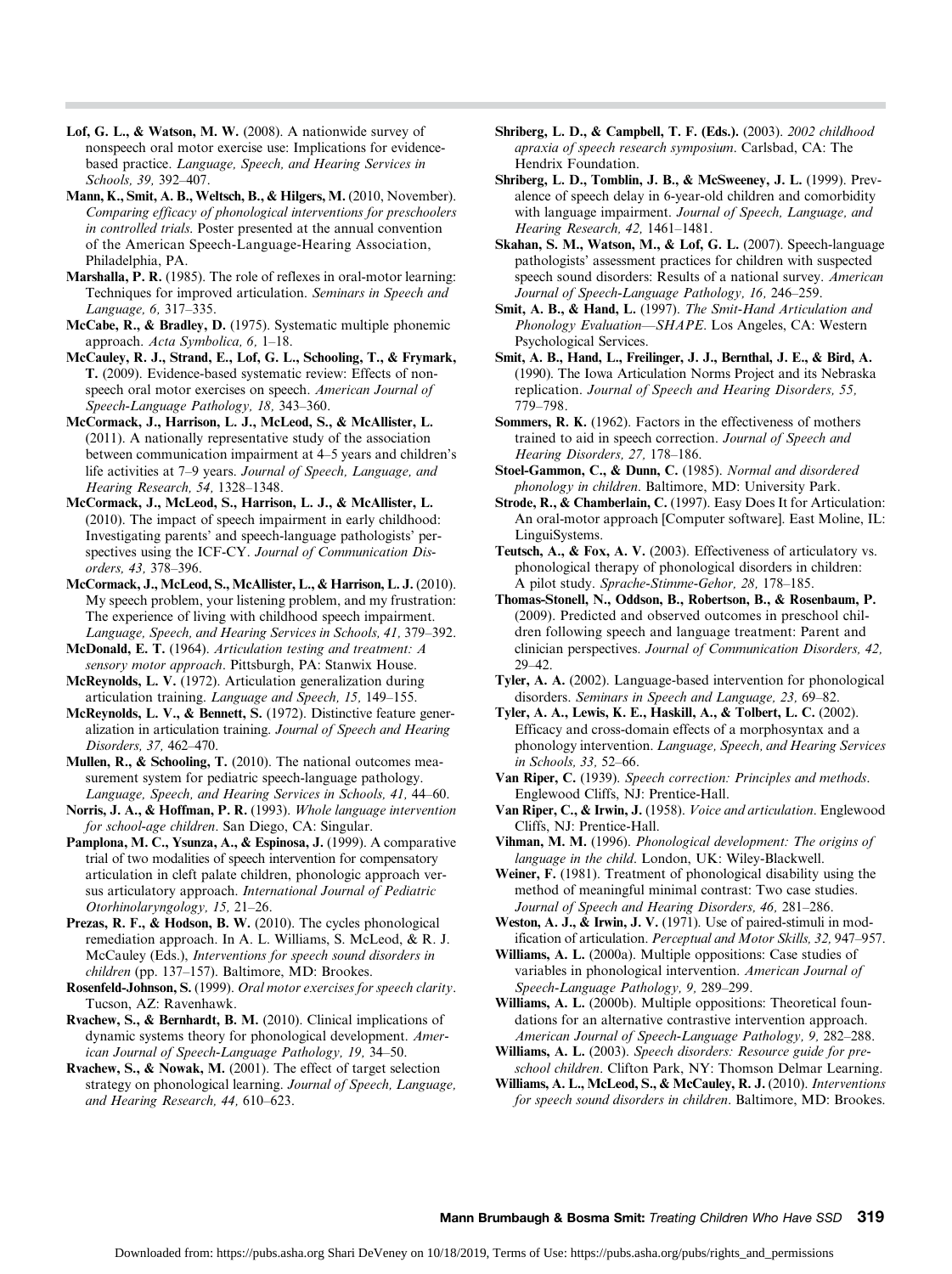**Lof, G. L., & Watson, M. W.** (2008). A nationwide survey of nonspeech oral motor exercise use: Implications for evidence-based practice. *Language, Speech, and Hearing Services in Schools, 39,* 392–407.

**Mann, K., Smit, A. B., Weltsch, B., & Hilgers, M.** (2010, November). *Comparing efficacy of phonological interventions for preschoolers in controlled trials.* Poster presented at the annual convention of the American Speech-Language-Hearing Association, Philadelphia, PA.

**Marshalla, P. R.** (1985). The role of reflexes in oral-motor learning: Techniques for improved articulation. *Seminars in Speech and Language, 6,* 317–335.

**McCabe, R., & Bradley, D.** (1975). Systematic multiple phonemic approach. *Acta Symbolica, 6,* 1–18.

**McCauley, R. J., Strand, E., Lof, G. L., Schooling, T., & Frymark, T.** (2009). Evidence-based systematic review: Effects of non-speech oral motor exercises on speech. *American Journal of Speech-Language Pathology, 18,* 343–360.

**McCormack, J., Harrison, L. J., McLeod, S., & McAllister, L.** (2011). A nationally representative study of the association between communication impairment at 4–5 years and children's life activities at 7–9 years. *Journal of Speech, Language, and Hearing Research, 54,* 1328–1348.

**McCormack, J., McLeod, S., Harrison, L. J., & McAllister, L.** (2010). The impact of speech impairment in early childhood: Investigating parents' and speech-language pathologists' perspectives using the ICF-CY. *Journal of Communication Disorders, 43,* 378–396.

**McCormack, J., McLeod, S., McAllister, L., & Harrison, L. J.** (2010). My speech problem, your listening problem, and my frustration: The experience of living with childhood speech impairment. *Language, Speech, and Hearing Services in Schools, 41,* 379–392.

**McDonald, E. T.** (1964). *Articulation testing and treatment: A sensory motor approach.* Pittsburgh, PA: Stanwix House.

**McReynolds, L. V.** (1972). Articulation generalization during articulation training. *Language and Speech, 15,* 149–155.

**McReynolds, L. V., & Bennett, S.** (1972). Distinctive feature generalization in articulation training. *Journal of Speech and Hearing Disorders, 37,* 462–470.

**Mullen, R., & Schooling, T.** (2010). The national outcomes measurement system for pediatric speech-language pathology. *Language, Speech, and Hearing Services in Schools, 41,* 44–60.

**Norris, J. A., & Hoffman, P. R.** (1993). *Whole language intervention for school-age children.* San Diego, CA: Singular.

**Pamplona, M. C., Ysunza, A., & Espinosa, J.** (1999). A comparative trial of two modalities of speech intervention for compensatory articulation in cleft palate children, phonologic approach versus articulatory approach. *International Journal of Pediatric Otorhinolaryngology, 15,* 21–26.

**Prezas, R. F., & Hodson, B. W.** (2010). The cycles phonological remediation approach. In A. L. Williams, S. McLeod, & R. J. McCauley (Eds.), *Interventions for speech sound disorders in children* (pp. 137–157). Baltimore, MD: Brookes.

**Rosenfeld-Johnson, S.** (1999). *Oral motor exercises for speech clarity.* Tucson, AZ: Ravenhawk.

**Rvachew, S., & Bernhardt, B. M.** (2010). Clinical implications of dynamic systems theory for phonological development. *American Journal of Speech-Language Pathology, 19,* 34–50.

**Rvachew, S., & Nowak, M.** (2001). The effect of target selection strategy on phonological learning. *Journal of Speech, Language, and Hearing Research, 44,* 610–623.

**Shriberg, L. D., & Campbell, T. F. (Eds.).** (2003). *2002 childhood apraxia of speech research symposium.* Carlsbad, CA: The Hendrix Foundation.

**Shriberg, L. D., Tomblin, J. B., & McSweeney, J. L.** (1999). Prevalence of speech delay in 6-year-old children and comorbidity with language impairment. *Journal of Speech, Language, and Hearing Research, 42,* 1461–1481.

**Skahan, S. M., Watson, M., & Lof, G. L.** (2007). Speech-language pathologists' assessment practices for children with suspected speech sound disorders: Results of a national survey. *American Journal of Speech-Language Pathology, 16,* 246–259.

**Smit, A. B., & Hand, L.** (1997). *The Smit-Hand Articulation and Phonology Evaluation—SHAPE.* Los Angeles, CA: Western Psychological Services.

**Smit, A. B., Hand, L., Freilinger, J. J., Bernthal, J. E., & Bird, A.** (1990). The Iowa Articulation Norms Project and its Nebraska replication. *Journal of Speech and Hearing Disorders, 55,* 779–798.

**Sommers, R. K.** (1962). Factors in the effectiveness of mothers trained to aid in speech correction. *Journal of Speech and Hearing Disorders, 27,* 178–186.

**Stoel-Gammon, C., & Dunn, C.** (1985). *Normal and disordered phonology in children.* Baltimore, MD: University Park.

**Strode, R., & Chamberlain, C.** (1997). Easy Does It for Articulation: An oral-motor approach [Computer software]. East Moline, IL: LinguiSystems.

**Teutsch, A., & Fox, A. V.** (2003). Effectiveness of articulatory vs. phonological therapy of phonological disorders in children: A pilot study. *Sprache-Stimme-Gehor, 28,* 178–185.

**Thomas-Stonell, N., Oddson, B., Robertson, B., & Rosenbaum, P.** (2009). Predicted and observed outcomes in preschool children following speech and language treatment: Parent and clinician perspectives. *Journal of Communication Disorders, 42,* 29–42.

**Tyler, A. A.** (2002). Language-based intervention for phonological disorders. *Seminars in Speech and Language, 23,* 69–82.

**Tyler, A. A., Lewis, K. E., Haskill, A., & Tolbert, L. C.** (2002). Efficacy and cross-domain effects of a morphosyntax and a phonology intervention. *Language, Speech, and Hearing Services in Schools, 33,* 52–66.

**Van Riper, C.** (1939). *Speech correction: Principles and methods.* Englewood Cliffs, NJ: Prentice-Hall.

**Van Riper, C., & Irwin, J.** (1958). *Voice and articulation.* Englewood Cliffs, NJ: Prentice-Hall.

**Vihman, M. M.** (1996). *Phonological development: The origins of language in the child.* London, UK: Wiley-Blackwell.

**Weiner, F.** (1981). Treatment of phonological disability using the method of meaningful minimal contrast: Two case studies. *Journal of Speech and Hearing Disorders, 46,* 281–286.

**Weston, A. J., & Irwin, J. V.** (1971). Use of paired-stimuli in modification of articulation. *Perceptual and Motor Skills, 32,* 947–957.

**Williams, A. L.** (2000a). Multiple oppositions: Case studies of variables in phonological intervention. *American Journal of Speech-Language Pathology, 9,* 289–299.

**Williams, A. L.** (2000b). Multiple oppositions: Theoretical foundations for an alternative contrastive intervention approach. *American Journal of Speech-Language Pathology, 9,* 282–288.

**Williams, A. L.** (2003). *Speech disorders: Resource guide for preschool children.* Clifton Park, NY: Thomson Delmar Learning.

**Williams, A. L., McLeod, S., & McCauley, R. J.** (2010). *Interventions for speech sound disorders in children.* Baltimore, MD: Brookes.